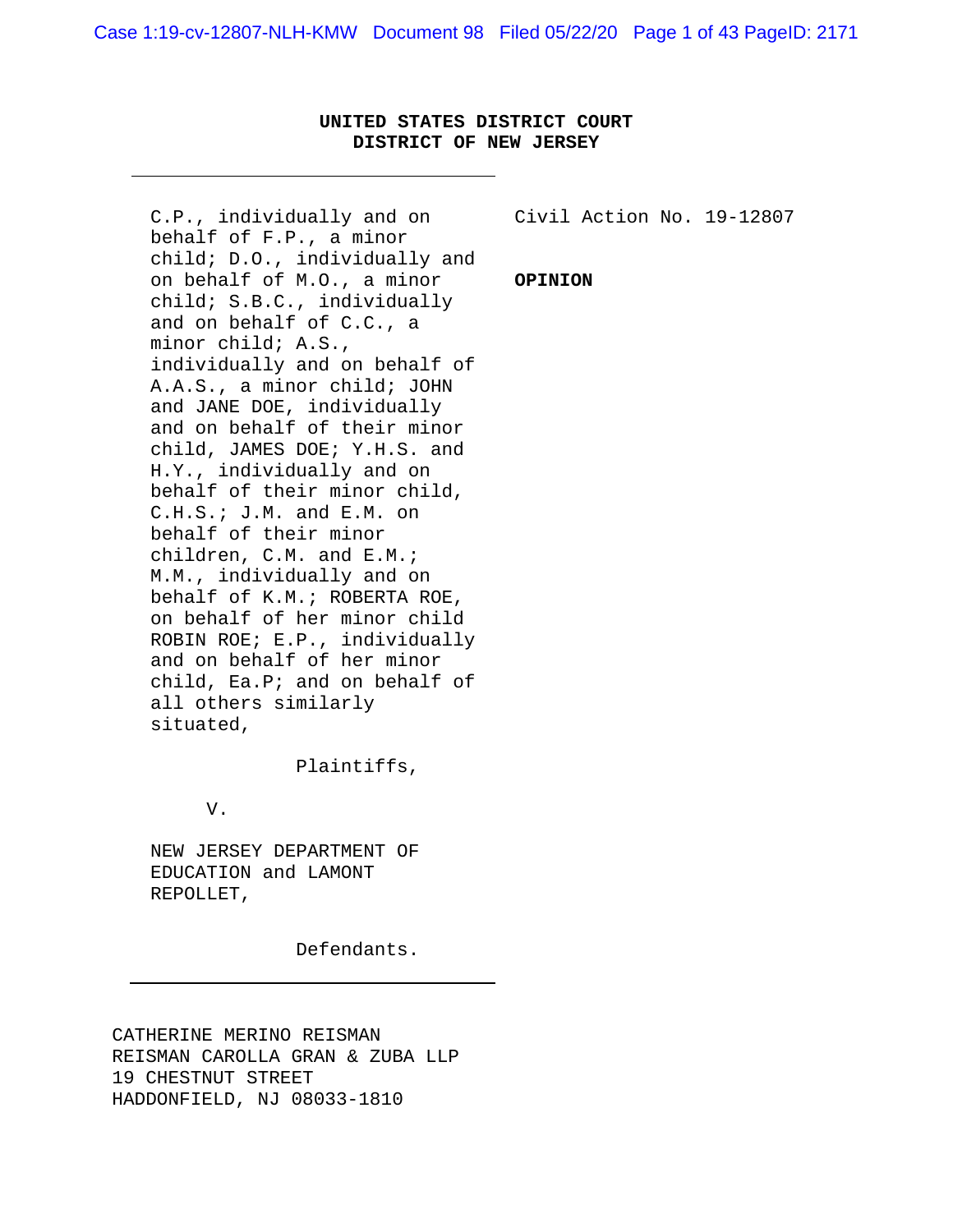**UNITED STATES DISTRICT COURT**
**DISTRICT OF NEW JERSEY**

---

C.P., individually and on behalf of F.P., a minor child; D.O., individually and on behalf of M.O., a minor child; S.B.C., individually and on behalf of C.C., a minor child; A.S., individually and on behalf of A.A.S., a minor child; JOHN and JANE DOE, individually and on behalf of their minor child, JAMES DOE; Y.H.S. and H.Y., individually and on behalf of their minor child, C.H.S.; J.M. and E.M. on behalf of their minor children, C.M. and E.M.; M.M., individually and on behalf of K.M.; ROBERTA ROE, on behalf of her minor child ROBIN ROE; E.P., individually and on behalf of her minor child, Ea.P; and on behalf of all others similarly situated,

Plaintiffs,

V.

NEW JERSEY DEPARTMENT OF EDUCATION and LAMONT REPOLLET,

Defendants.

---

Civil Action No. 19-12807

**OPINION**

CATHERINE MERINO REISMAN
REISMAN CAROLLA GRAN & ZUBA LLP
19 CHESTNUT STREET
HADDONFIELD, NJ 08033-1810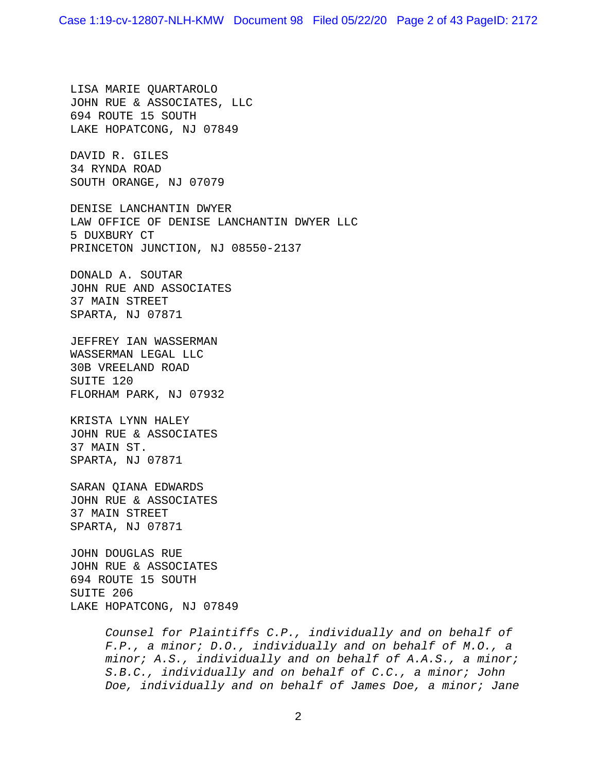LISA MARIE QUARTAROLO
JOHN RUE & ASSOCIATES, LLC
694 ROUTE 15 SOUTH
LAKE HOPATCONG, NJ 07849

DAVID R. GILES
34 RYNDA ROAD
SOUTH ORANGE, NJ 07079

DENISE LANCHANTIN DWYER
LAW OFFICE OF DENISE LANCHANTIN DWYER LLC
5 DUXBURY CT
PRINCETON JUNCTION, NJ 08550-2137

DONALD A. SOUTAR
JOHN RUE AND ASSOCIATES
37 MAIN STREET
SPARTA, NJ 07871

JEFFREY IAN WASSERMAN
WASSERMAN LEGAL LLC
30B VREELAND ROAD
SUITE 120
FLORHAM PARK, NJ 07932

KRISTA LYNN HALEY
JOHN RUE & ASSOCIATES
37 MAIN ST.
SPARTA, NJ 07871

SARAN QIANA EDWARDS
JOHN RUE & ASSOCIATES
37 MAIN STREET
SPARTA, NJ 07871

JOHN DOUGLAS RUE
JOHN RUE & ASSOCIATES
694 ROUTE 15 SOUTH
SUITE 206
LAKE HOPATCONG, NJ 07849

*Counsel for Plaintiffs C.P., individually and on behalf of F.P., a minor; D.O., individually and on behalf of M.O., a minor; A.S., individually and on behalf of A.A.S., a minor; S.B.C., individually and on behalf of C.C., a minor; John Doe, individually and on behalf of James Doe, a minor; Jane*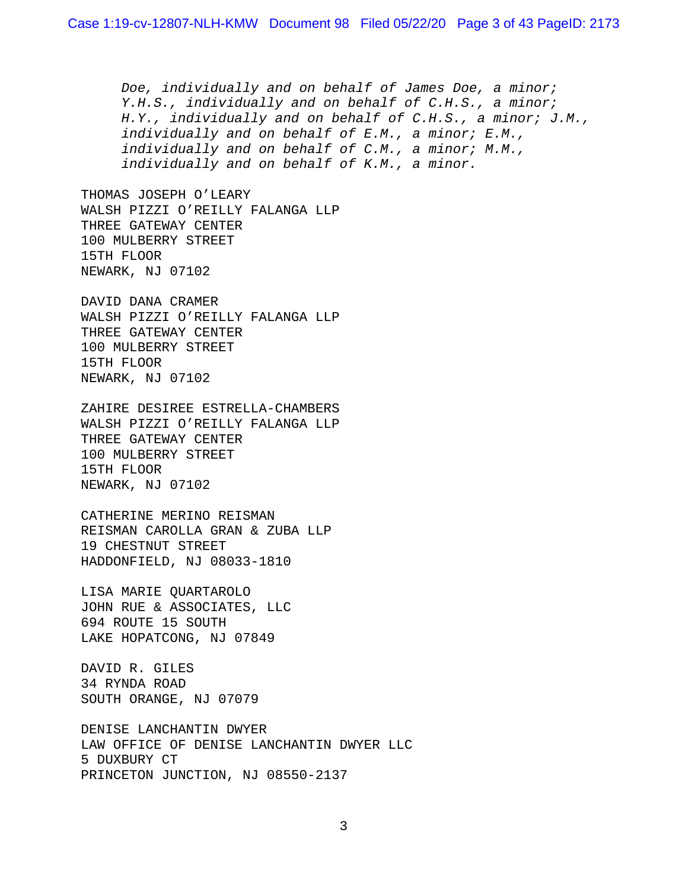*Doe, individually and on behalf of James Doe, a minor; Y.H.S., individually and on behalf of C.H.S., a minor; H.Y., individually and on behalf of C.H.S., a minor; J.M., individually and on behalf of E.M., a minor; E.M., individually and on behalf of C.M., a minor; M.M., individually and on behalf of K.M., a minor.*

THOMAS JOSEPH O'LEARY
WALSH PIZZI O'REILLY FALANGA LLP
THREE GATEWAY CENTER
100 MULBERRY STREET
15TH FLOOR
NEWARK, NJ 07102

DAVID DANA CRAMER
WALSH PIZZI O'REILLY FALANGA LLP
THREE GATEWAY CENTER
100 MULBERRY STREET
15TH FLOOR
NEWARK, NJ 07102

ZAHIRE DESIREE ESTRELLA-CHAMBERS
WALSH PIZZI O'REILLY FALANGA LLP
THREE GATEWAY CENTER
100 MULBERRY STREET
15TH FLOOR
NEWARK, NJ 07102

CATHERINE MERINO REISMAN
REISMAN CAROLLA GRAN & ZUBA LLP
19 CHESTNUT STREET
HADDONFIELD, NJ 08033-1810

LISA MARIE QUARTAROLO
JOHN RUE & ASSOCIATES, LLC
694 ROUTE 15 SOUTH
LAKE HOPATCONG, NJ 07849

DAVID R. GILES
34 RYNDA ROAD
SOUTH ORANGE, NJ 07079

DENISE LANCHANTIN DWYER
LAW OFFICE OF DENISE LANCHANTIN DWYER LLC
5 DUXBURY CT
PRINCETON JUNCTION, NJ 08550-2137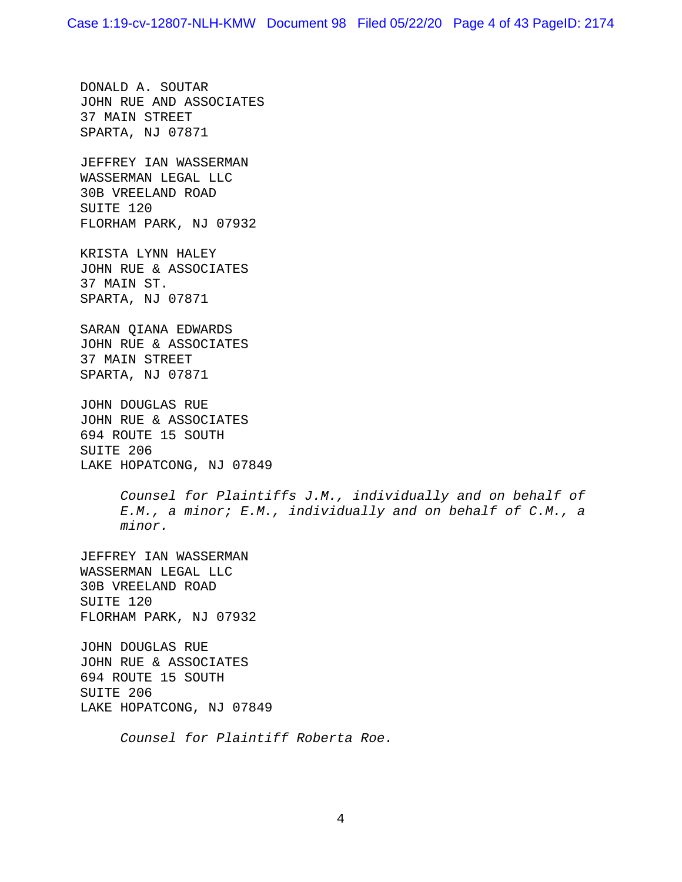DONALD A. SOUTAR
JOHN RUE AND ASSOCIATES
37 MAIN STREET
SPARTA, NJ 07871

JEFFREY IAN WASSERMAN
WASSERMAN LEGAL LLC
30B VREELAND ROAD
SUITE 120
FLORHAM PARK, NJ 07932

KRISTA LYNN HALEY
JOHN RUE & ASSOCIATES
37 MAIN ST.
SPARTA, NJ 07871

SARAN QIANA EDWARDS
JOHN RUE & ASSOCIATES
37 MAIN STREET
SPARTA, NJ 07871

JOHN DOUGLAS RUE
JOHN RUE & ASSOCIATES
694 ROUTE 15 SOUTH
SUITE 206
LAKE HOPATCONG, NJ 07849

*Counsel for Plaintiffs J.M., individually and on behalf of E.M., a minor; E.M., individually and on behalf of C.M., a minor.*

JEFFREY IAN WASSERMAN
WASSERMAN LEGAL LLC
30B VREELAND ROAD
SUITE 120
FLORHAM PARK, NJ 07932

JOHN DOUGLAS RUE
JOHN RUE & ASSOCIATES
694 ROUTE 15 SOUTH
SUITE 206
LAKE HOPATCONG, NJ 07849

*Counsel for Plaintiff Roberta Roe.*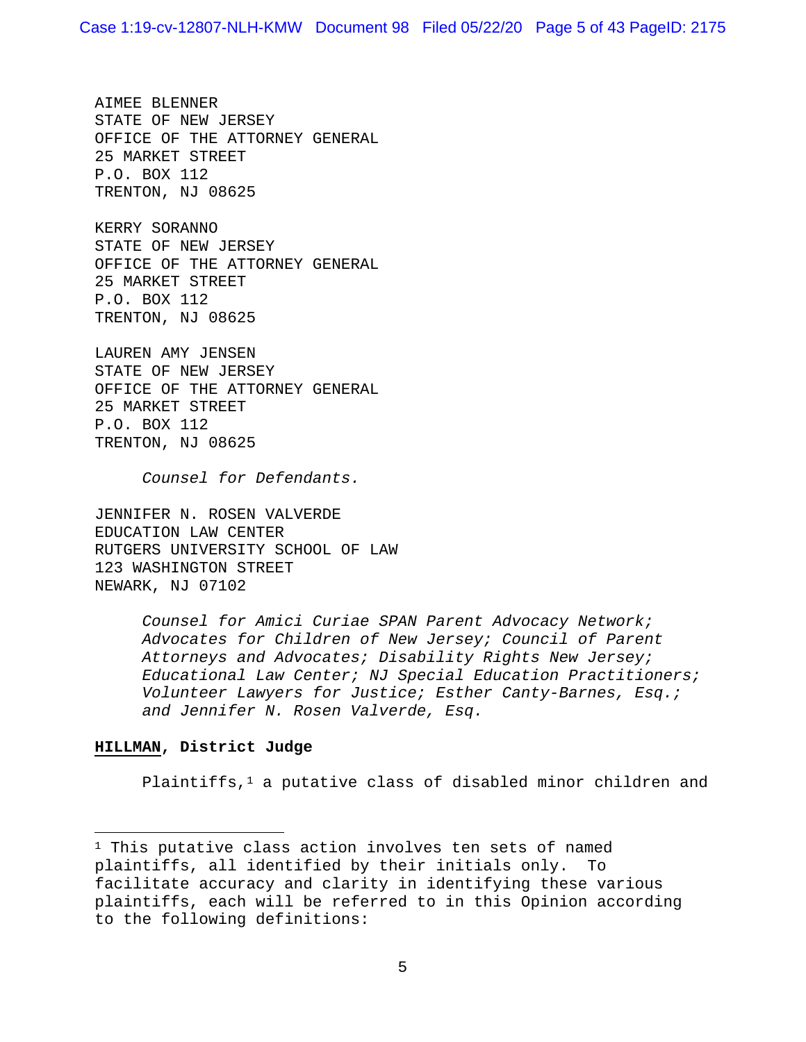AIMEE BLENNER
STATE OF NEW JERSEY
OFFICE OF THE ATTORNEY GENERAL
25 MARKET STREET
P.O. BOX 112
TRENTON, NJ 08625

KERRY SORANNO
STATE OF NEW JERSEY
OFFICE OF THE ATTORNEY GENERAL
25 MARKET STREET
P.O. BOX 112
TRENTON, NJ 08625

LAUREN AMY JENSEN
STATE OF NEW JERSEY
OFFICE OF THE ATTORNEY GENERAL
25 MARKET STREET
P.O. BOX 112
TRENTON, NJ 08625

*Counsel for Defendants.*

JENNIFER N. ROSEN VALVERDE
EDUCATION LAW CENTER
RUTGERS UNIVERSITY SCHOOL OF LAW
123 WASHINGTON STREET
NEWARK, NJ 07102

*Counsel for Amici Curiae SPAN Parent Advocacy Network; Advocates for Children of New Jersey; Council of Parent Attorneys and Advocates; Disability Rights New Jersey; Educational Law Center; NJ Special Education Practitioners; Volunteer Lawyers for Justice; Esther Canty-Barnes, Esq.; and Jennifer N. Rosen Valverde, Esq.*

**HILLMAN, District Judge**

Plaintiffs,[1] a putative class of disabled minor children and

---

[1] This putative class action involves ten sets of named plaintiffs, all identified by their initials only. To facilitate accuracy and clarity in identifying these various plaintiffs, each will be referred to in this Opinion according to the following definitions: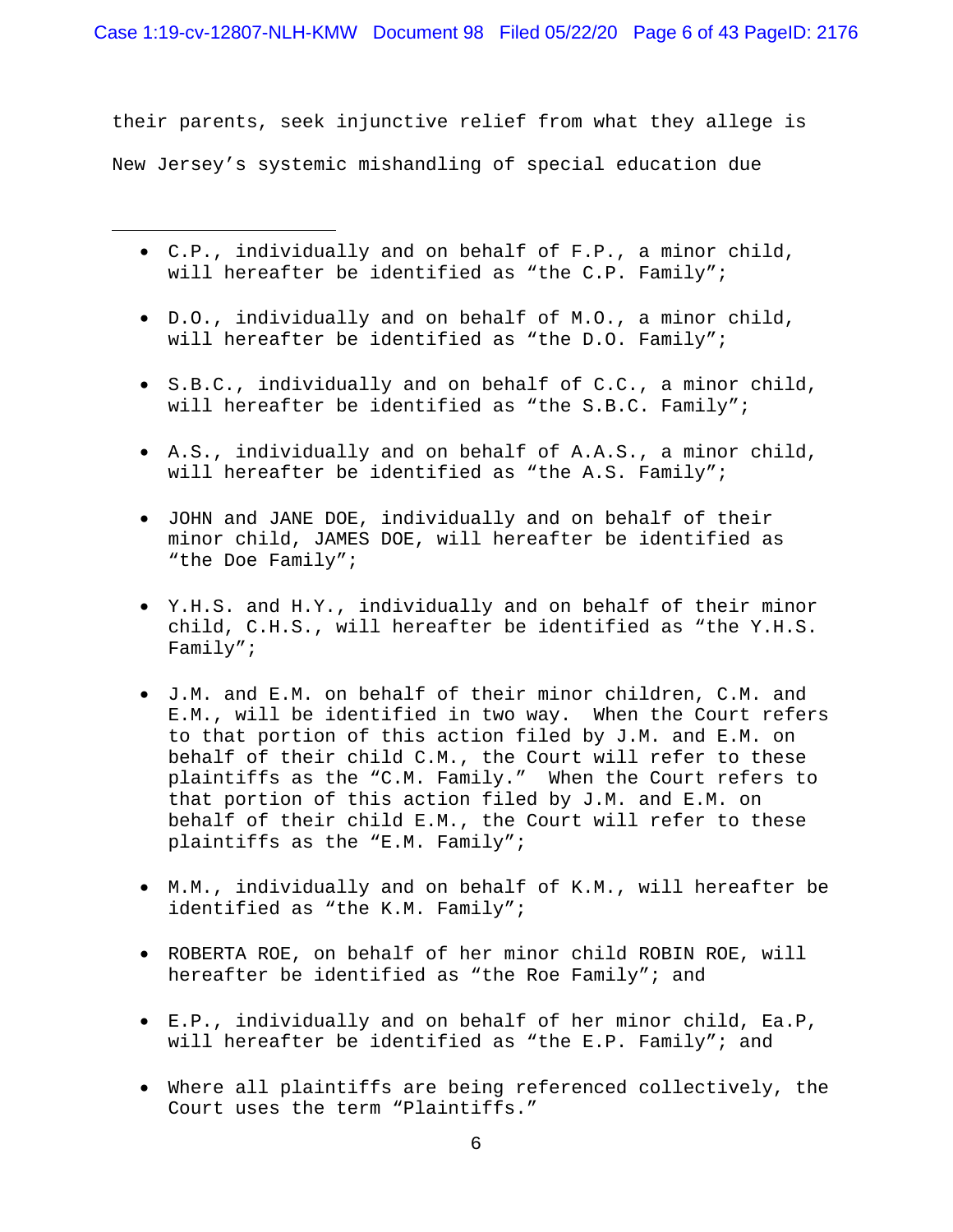their parents, seek injunctive relief from what they allege is New Jersey's systemic mishandling of special education due

---

- C.P., individually and on behalf of F.P., a minor child, will hereafter be identified as "the C.P. Family";

- D.O., individually and on behalf of M.O., a minor child, will hereafter be identified as "the D.O. Family";

- S.B.C., individually and on behalf of C.C., a minor child, will hereafter be identified as "the S.B.C. Family";

- A.S., individually and on behalf of A.A.S., a minor child, will hereafter be identified as "the A.S. Family";

- JOHN and JANE DOE, individually and on behalf of their minor child, JAMES DOE, will hereafter be identified as "the Doe Family";

- Y.H.S. and H.Y., individually and on behalf of their minor child, C.H.S., will hereafter be identified as "the Y.H.S. Family";

- J.M. and E.M. on behalf of their minor children, C.M. and E.M., will be identified in two way. When the Court refers to that portion of this action filed by J.M. and E.M. on behalf of their child C.M., the Court will refer to these plaintiffs as the "C.M. Family." When the Court refers to that portion of this action filed by J.M. and E.M. on behalf of their child E.M., the Court will refer to these plaintiffs as the "E.M. Family";

- M.M., individually and on behalf of K.M., will hereafter be identified as "the K.M. Family";

- ROBERTA ROE, on behalf of her minor child ROBIN ROE, will hereafter be identified as "the Roe Family"; and

- E.P., individually and on behalf of her minor child, Ea.P, will hereafter be identified as "the E.P. Family"; and

- Where all plaintiffs are being referenced collectively, the Court uses the term "Plaintiffs."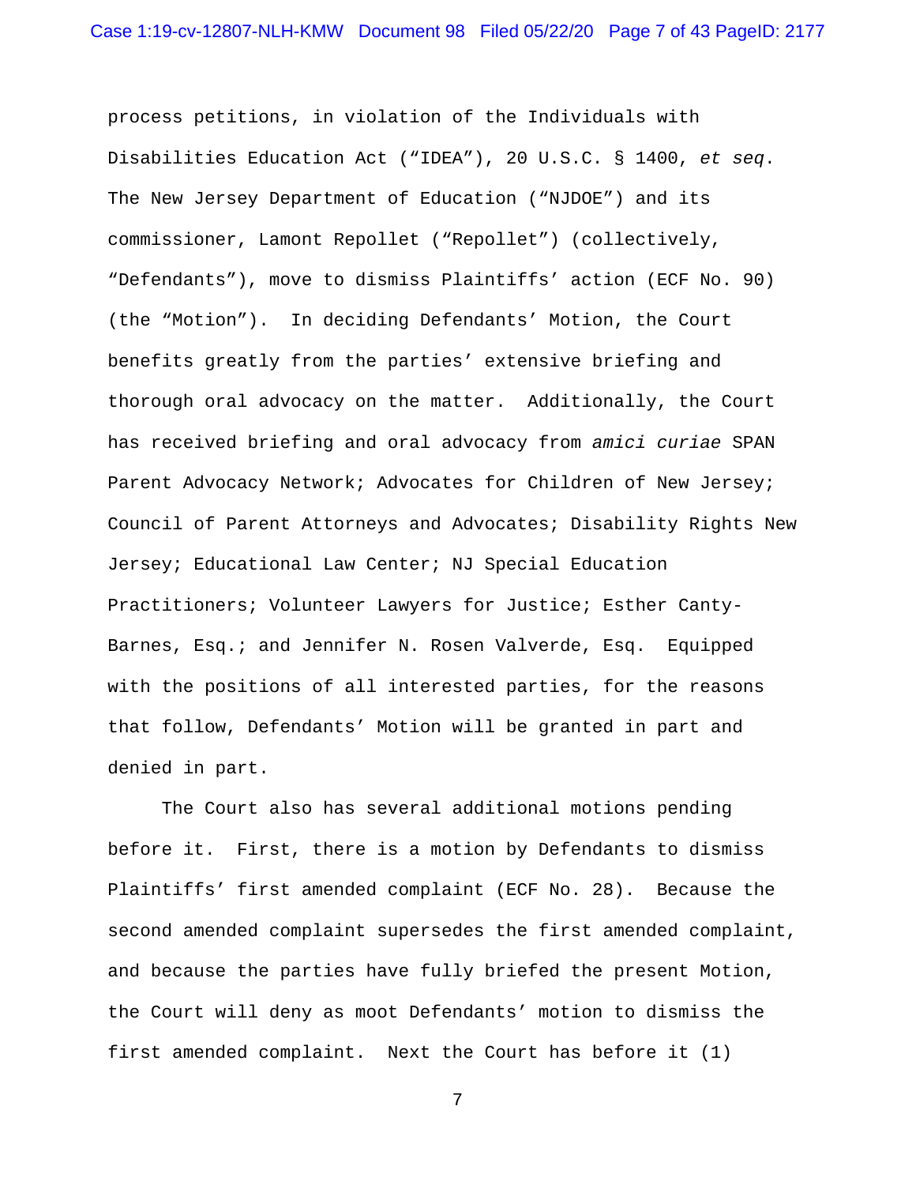process petitions, in violation of the Individuals with Disabilities Education Act ("IDEA"), 20 U.S.C. § 1400, *et seq*. The New Jersey Department of Education ("NJDOE") and its commissioner, Lamont Repollet ("Repollet") (collectively, "Defendants"), move to dismiss Plaintiffs' action (ECF No. 90) (the "Motion"). In deciding Defendants' Motion, the Court benefits greatly from the parties' extensive briefing and thorough oral advocacy on the matter. Additionally, the Court has received briefing and oral advocacy from *amici curiae* SPAN Parent Advocacy Network; Advocates for Children of New Jersey; Council of Parent Attorneys and Advocates; Disability Rights New Jersey; Educational Law Center; NJ Special Education Practitioners; Volunteer Lawyers for Justice; Esther Canty-Barnes, Esq.; and Jennifer N. Rosen Valverde, Esq. Equipped with the positions of all interested parties, for the reasons that follow, Defendants' Motion will be granted in part and denied in part.

The Court also has several additional motions pending before it. First, there is a motion by Defendants to dismiss Plaintiffs' first amended complaint (ECF No. 28). Because the second amended complaint supersedes the first amended complaint, and because the parties have fully briefed the present Motion, the Court will deny as moot Defendants' motion to dismiss the first amended complaint. Next the Court has before it (1)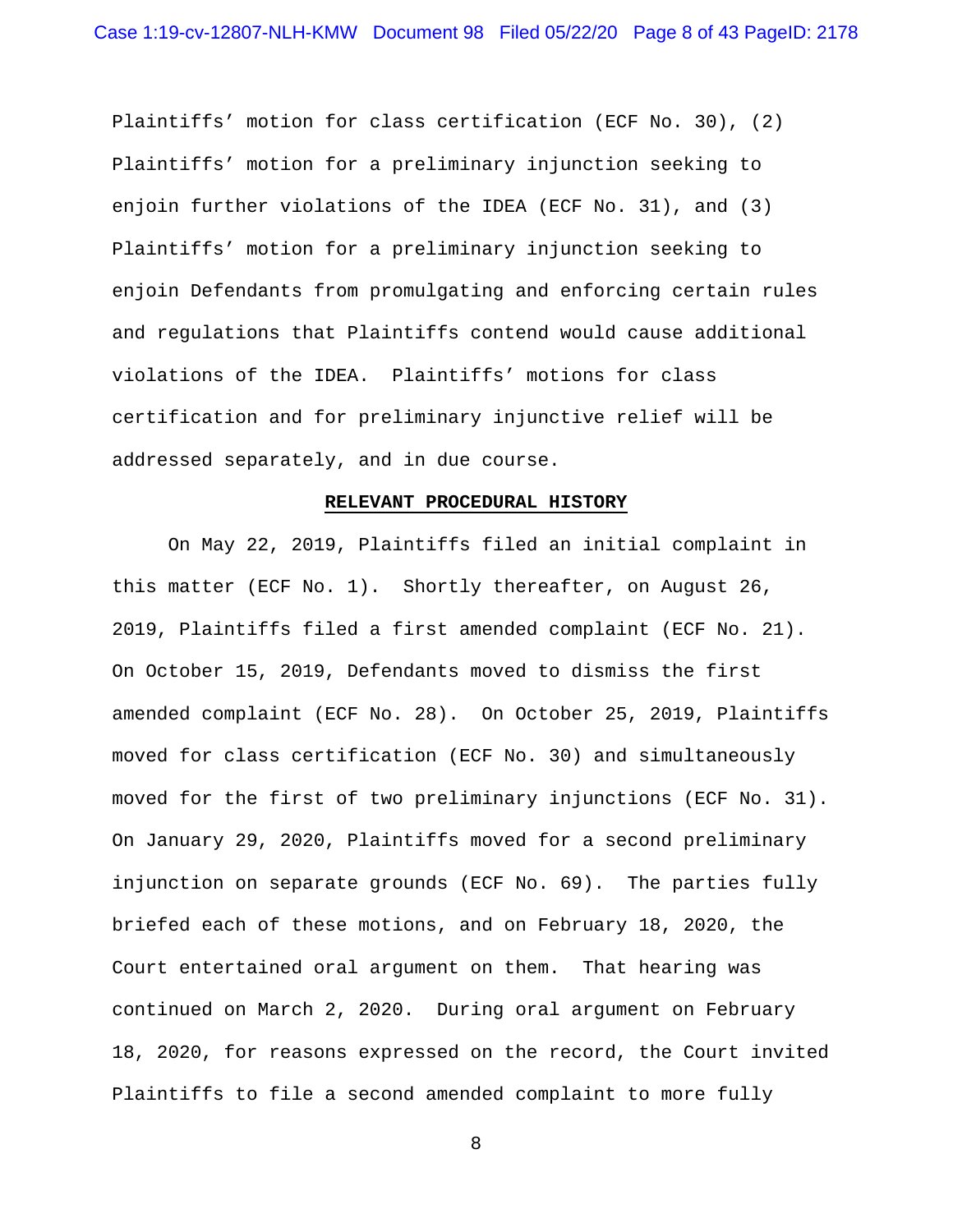Plaintiffs' motion for class certification (ECF No. 30), (2) Plaintiffs' motion for a preliminary injunction seeking to enjoin further violations of the IDEA (ECF No. 31), and (3) Plaintiffs' motion for a preliminary injunction seeking to enjoin Defendants from promulgating and enforcing certain rules and regulations that Plaintiffs contend would cause additional violations of the IDEA. Plaintiffs' motions for class certification and for preliminary injunctive relief will be addressed separately, and in due course.

## RELEVANT PROCEDURAL HISTORY

On May 22, 2019, Plaintiffs filed an initial complaint in this matter (ECF No. 1). Shortly thereafter, on August 26, 2019, Plaintiffs filed a first amended complaint (ECF No. 21). On October 15, 2019, Defendants moved to dismiss the first amended complaint (ECF No. 28). On October 25, 2019, Plaintiffs moved for class certification (ECF No. 30) and simultaneously moved for the first of two preliminary injunctions (ECF No. 31). On January 29, 2020, Plaintiffs moved for a second preliminary injunction on separate grounds (ECF No. 69). The parties fully briefed each of these motions, and on February 18, 2020, the Court entertained oral argument on them. That hearing was continued on March 2, 2020. During oral argument on February 18, 2020, for reasons expressed on the record, the Court invited Plaintiffs to file a second amended complaint to more fully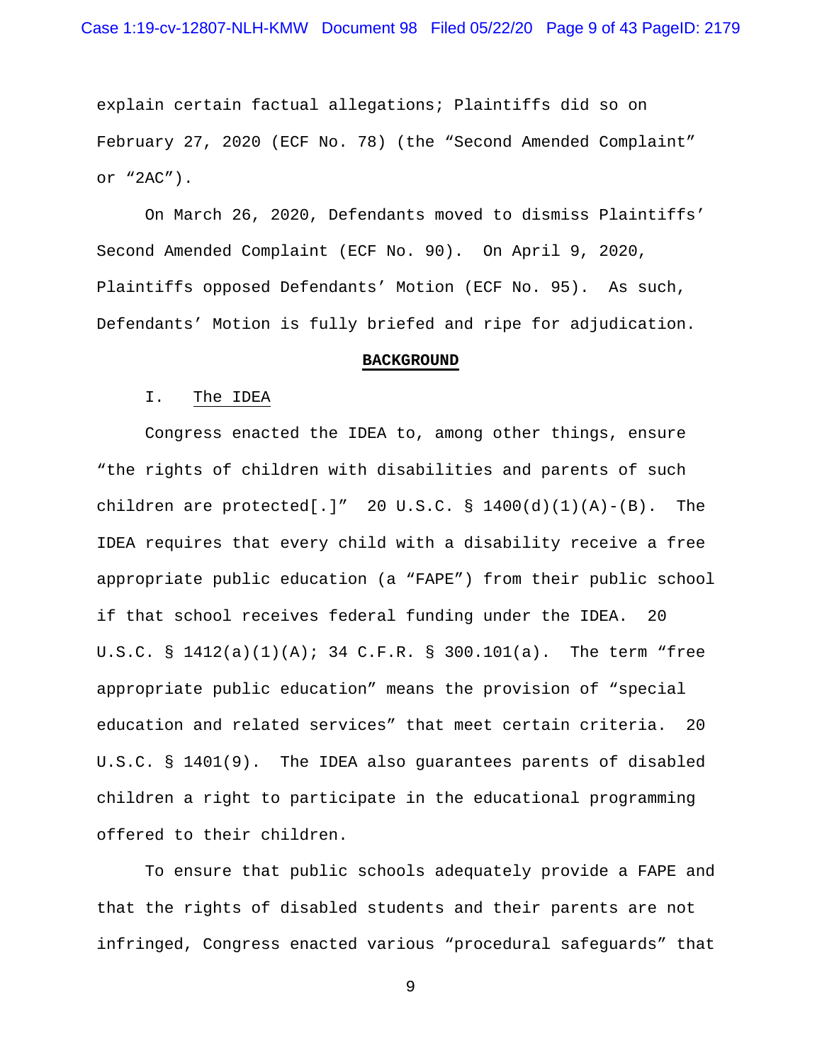explain certain factual allegations; Plaintiffs did so on February 27, 2020 (ECF No. 78) (the "Second Amended Complaint" or "2AC").

On March 26, 2020, Defendants moved to dismiss Plaintiffs' Second Amended Complaint (ECF No. 90). On April 9, 2020, Plaintiffs opposed Defendants' Motion (ECF No. 95). As such, Defendants' Motion is fully briefed and ripe for adjudication.

## BACKGROUND

### I. The IDEA

Congress enacted the IDEA to, among other things, ensure "the rights of children with disabilities and parents of such children are protected[.]" 20 U.S.C. § 1400(d)(1)(A)-(B). The IDEA requires that every child with a disability receive a free appropriate public education (a "FAPE") from their public school if that school receives federal funding under the IDEA. 20 U.S.C. § 1412(a)(1)(A); 34 C.F.R. § 300.101(a). The term "free appropriate public education" means the provision of "special education and related services" that meet certain criteria. 20 U.S.C. § 1401(9). The IDEA also guarantees parents of disabled children a right to participate in the educational programming offered to their children.

To ensure that public schools adequately provide a FAPE and that the rights of disabled students and their parents are not infringed, Congress enacted various "procedural safeguards" that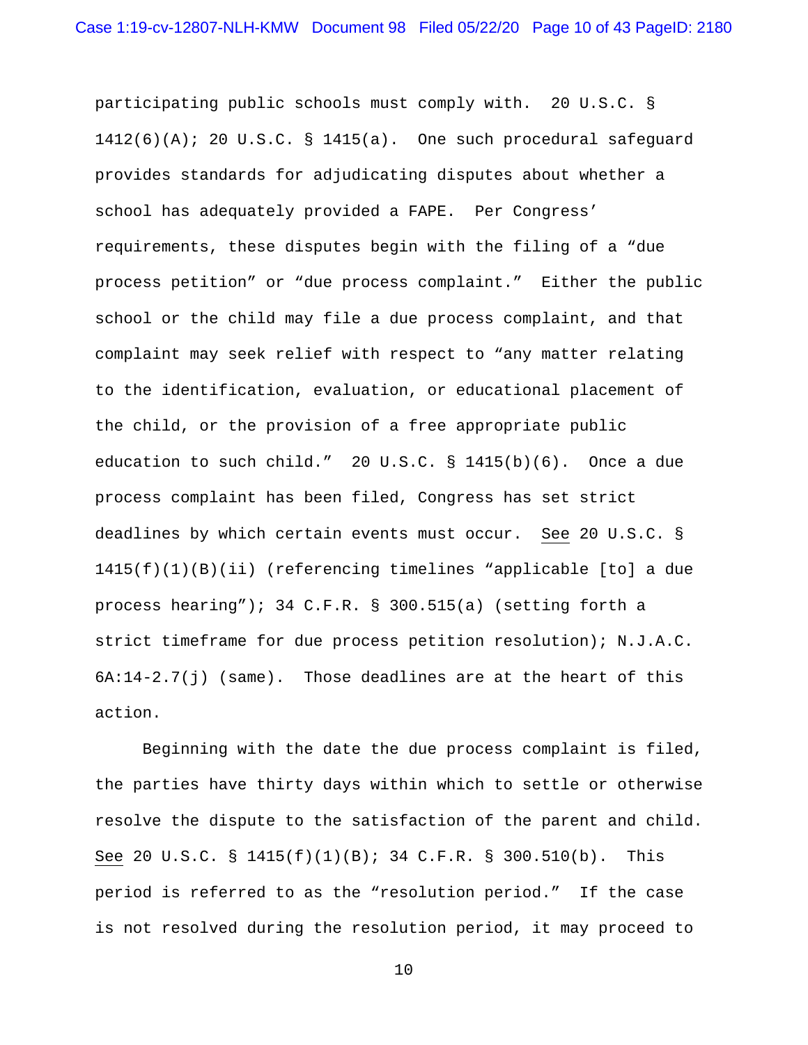participating public schools must comply with. 20 U.S.C. § 1412(6)(A); 20 U.S.C. § 1415(a). One such procedural safeguard provides standards for adjudicating disputes about whether a school has adequately provided a FAPE. Per Congress' requirements, these disputes begin with the filing of a "due process petition" or "due process complaint." Either the public school or the child may file a due process complaint, and that complaint may seek relief with respect to "any matter relating to the identification, evaluation, or educational placement of the child, or the provision of a free appropriate public education to such child." 20 U.S.C. § 1415(b)(6). Once a due process complaint has been filed, Congress has set strict deadlines by which certain events must occur. See 20 U.S.C. § 1415(f)(1)(B)(ii) (referencing timelines "applicable [to] a due process hearing"); 34 C.F.R. § 300.515(a) (setting forth a strict timeframe for due process petition resolution); N.J.A.C. 6A:14-2.7(j) (same). Those deadlines are at the heart of this action.

Beginning with the date the due process complaint is filed, the parties have thirty days within which to settle or otherwise resolve the dispute to the satisfaction of the parent and child. See 20 U.S.C. § 1415(f)(1)(B); 34 C.F.R. § 300.510(b). This period is referred to as the "resolution period." If the case is not resolved during the resolution period, it may proceed to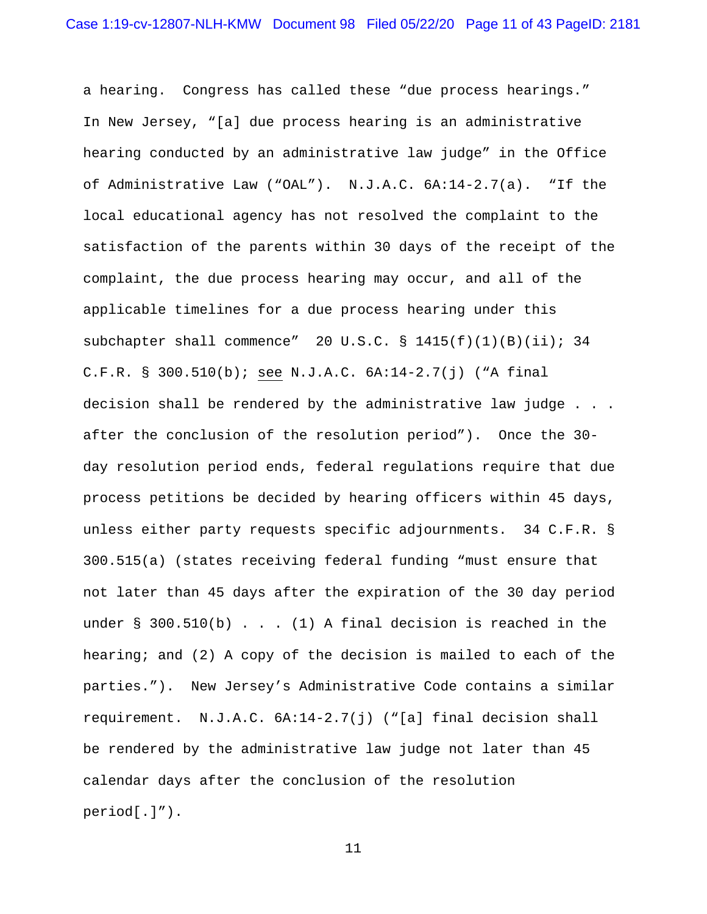a hearing. Congress has called these "due process hearings." In New Jersey, "[a] due process hearing is an administrative hearing conducted by an administrative law judge" in the Office of Administrative Law ("OAL"). N.J.A.C. 6A:14-2.7(a). "If the local educational agency has not resolved the complaint to the satisfaction of the parents within 30 days of the receipt of the complaint, the due process hearing may occur, and all of the applicable timelines for a due process hearing under this subchapter shall commence" 20 U.S.C. § 1415(f)(1)(B)(ii); 34 C.F.R. § 300.510(b); see N.J.A.C. 6A:14-2.7(j) ("A final decision shall be rendered by the administrative law judge . . . after the conclusion of the resolution period"). Once the 30-day resolution period ends, federal regulations require that due process petitions be decided by hearing officers within 45 days, unless either party requests specific adjournments. 34 C.F.R. § 300.515(a) (states receiving federal funding "must ensure that not later than 45 days after the expiration of the 30 day period under § 300.510(b) . . . (1) A final decision is reached in the hearing; and (2) A copy of the decision is mailed to each of the parties."). New Jersey's Administrative Code contains a similar requirement. N.J.A.C. 6A:14-2.7(j) ("[a] final decision shall be rendered by the administrative law judge not later than 45 calendar days after the conclusion of the resolution period[.]").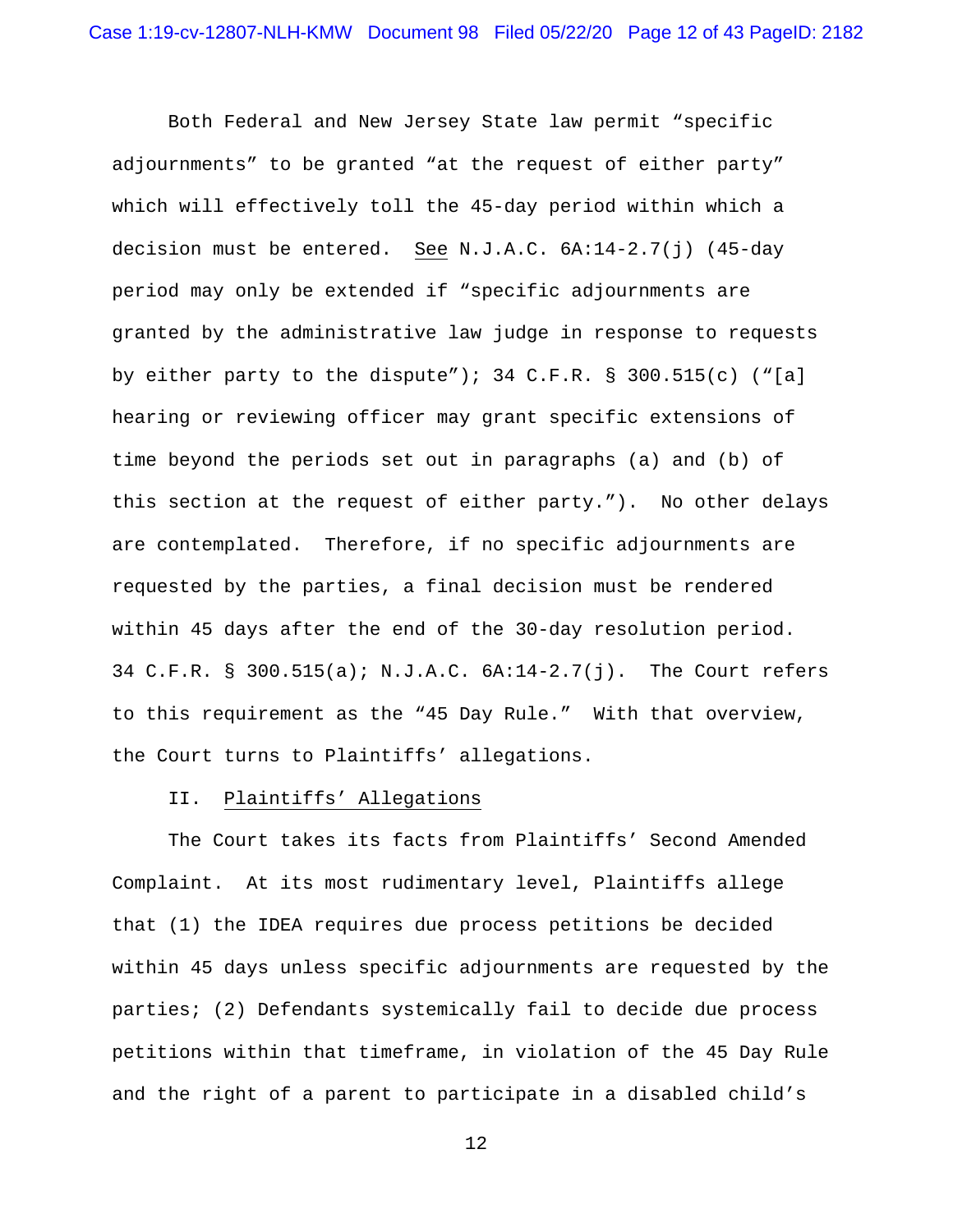Both Federal and New Jersey State law permit "specific adjournments" to be granted "at the request of either party" which will effectively toll the 45-day period within which a decision must be entered. See N.J.A.C. 6A:14-2.7(j) (45-day period may only be extended if "specific adjournments are granted by the administrative law judge in response to requests by either party to the dispute"); 34 C.F.R. § 300.515(c) ("[a] hearing or reviewing officer may grant specific extensions of time beyond the periods set out in paragraphs (a) and (b) of this section at the request of either party."). No other delays are contemplated. Therefore, if no specific adjournments are requested by the parties, a final decision must be rendered within 45 days after the end of the 30-day resolution period. 34 C.F.R. § 300.515(a); N.J.A.C. 6A:14-2.7(j). The Court refers to this requirement as the "45 Day Rule." With that overview, the Court turns to Plaintiffs' allegations.

## II. Plaintiffs' Allegations

The Court takes its facts from Plaintiffs' Second Amended Complaint. At its most rudimentary level, Plaintiffs allege that (1) the IDEA requires due process petitions be decided within 45 days unless specific adjournments are requested by the parties; (2) Defendants systemically fail to decide due process petitions within that timeframe, in violation of the 45 Day Rule and the right of a parent to participate in a disabled child's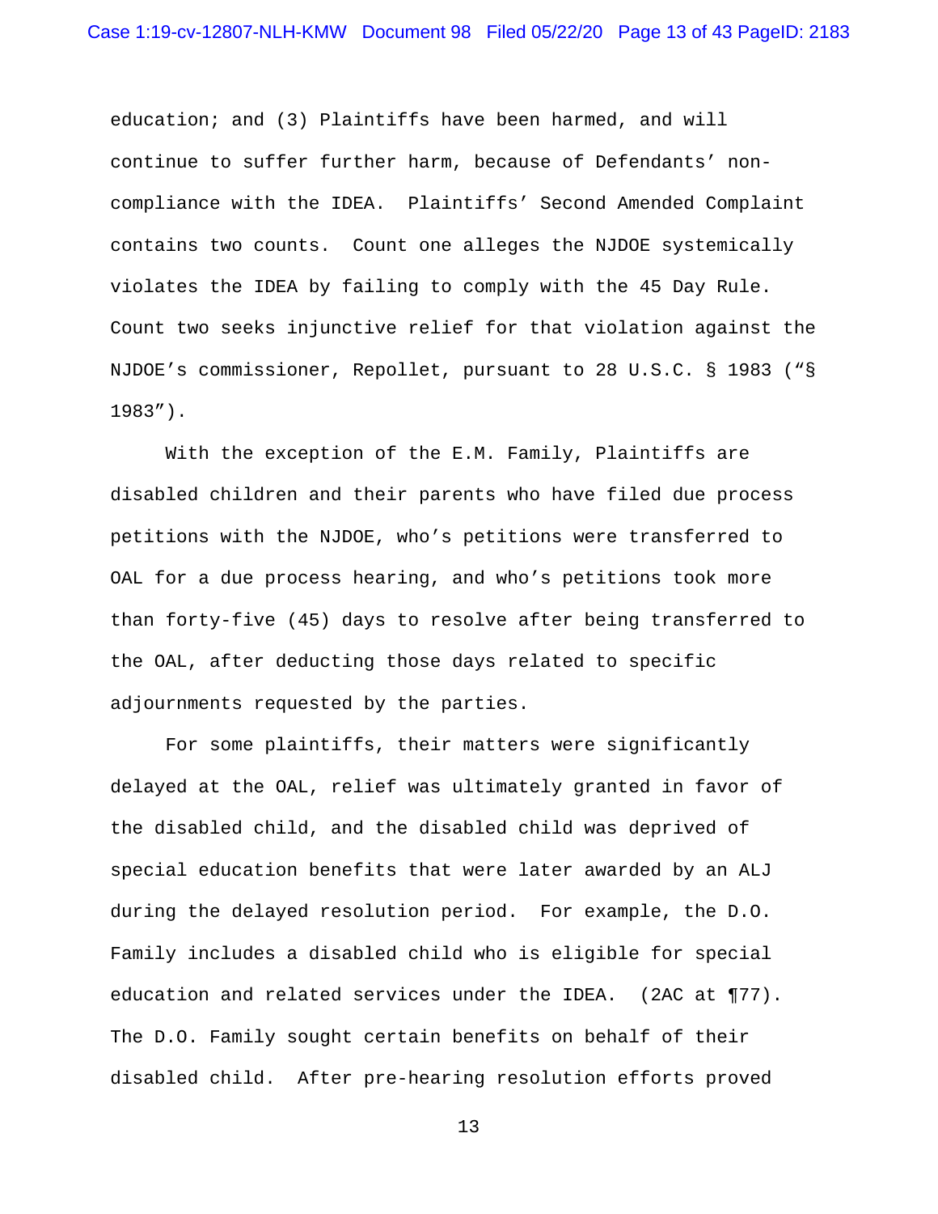education; and (3) Plaintiffs have been harmed, and will continue to suffer further harm, because of Defendants' non-compliance with the IDEA. Plaintiffs' Second Amended Complaint contains two counts. Count one alleges the NJDOE systemically violates the IDEA by failing to comply with the 45 Day Rule. Count two seeks injunctive relief for that violation against the NJDOE's commissioner, Repollet, pursuant to 28 U.S.C. § 1983 ("§ 1983").

With the exception of the E.M. Family, Plaintiffs are disabled children and their parents who have filed due process petitions with the NJDOE, who's petitions were transferred to OAL for a due process hearing, and who's petitions took more than forty-five (45) days to resolve after being transferred to the OAL, after deducting those days related to specific adjournments requested by the parties.

For some plaintiffs, their matters were significantly delayed at the OAL, relief was ultimately granted in favor of the disabled child, and the disabled child was deprived of special education benefits that were later awarded by an ALJ during the delayed resolution period. For example, the D.O. Family includes a disabled child who is eligible for special education and related services under the IDEA. (2AC at ¶77). The D.O. Family sought certain benefits on behalf of their disabled child. After pre-hearing resolution efforts proved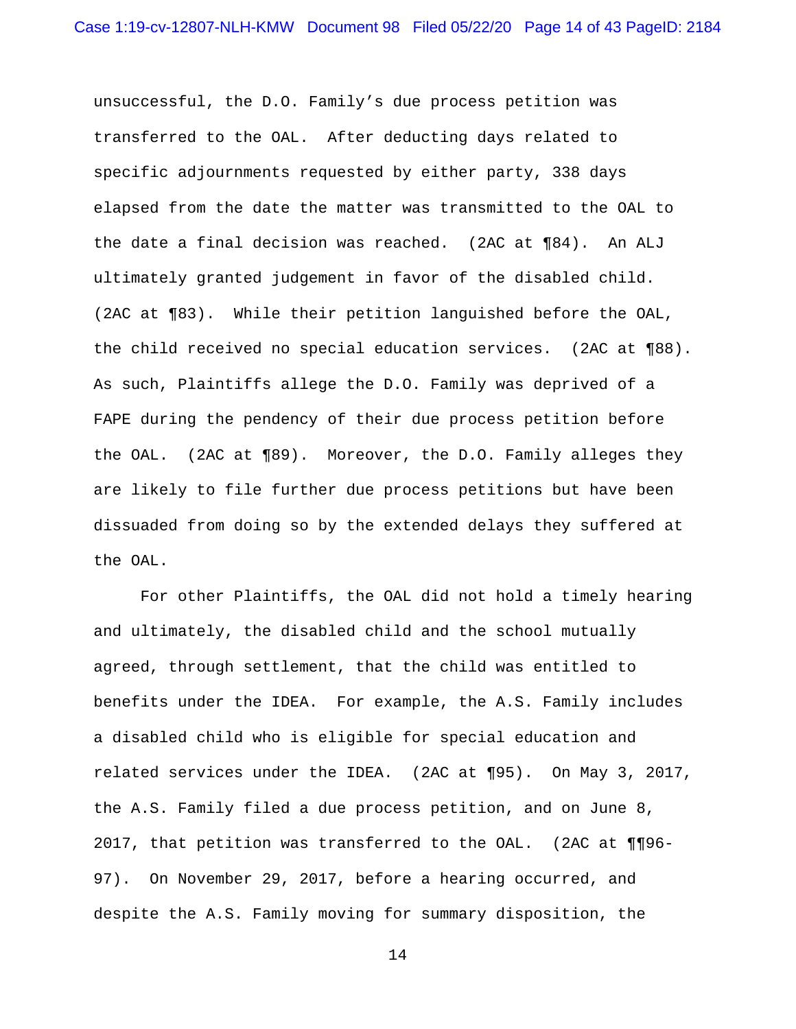unsuccessful, the D.O. Family's due process petition was transferred to the OAL. After deducting days related to specific adjournments requested by either party, 338 days elapsed from the date the matter was transmitted to the OAL to the date a final decision was reached. (2AC at ¶84). An ALJ ultimately granted judgement in favor of the disabled child. (2AC at ¶83). While their petition languished before the OAL, the child received no special education services. (2AC at ¶88). As such, Plaintiffs allege the D.O. Family was deprived of a FAPE during the pendency of their due process petition before the OAL. (2AC at ¶89). Moreover, the D.O. Family alleges they are likely to file further due process petitions but have been dissuaded from doing so by the extended delays they suffered at the OAL.

For other Plaintiffs, the OAL did not hold a timely hearing and ultimately, the disabled child and the school mutually agreed, through settlement, that the child was entitled to benefits under the IDEA. For example, the A.S. Family includes a disabled child who is eligible for special education and related services under the IDEA. (2AC at ¶95). On May 3, 2017, the A.S. Family filed a due process petition, and on June 8, 2017, that petition was transferred to the OAL. (2AC at ¶¶96-97). On November 29, 2017, before a hearing occurred, and despite the A.S. Family moving for summary disposition, the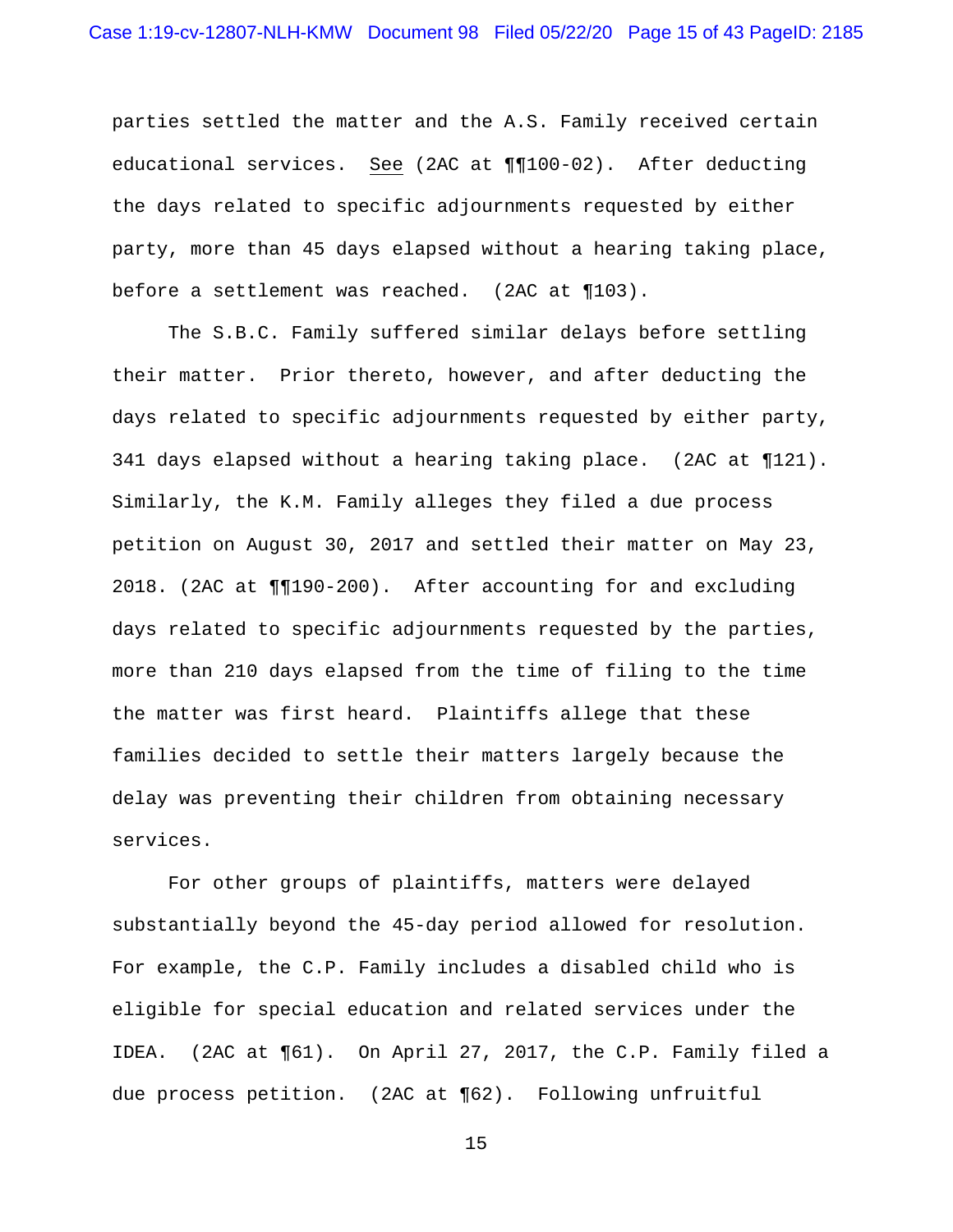parties settled the matter and the A.S. Family received certain educational services. See (2AC at ¶¶100-02). After deducting the days related to specific adjournments requested by either party, more than 45 days elapsed without a hearing taking place, before a settlement was reached. (2AC at ¶103).

The S.B.C. Family suffered similar delays before settling their matter. Prior thereto, however, and after deducting the days related to specific adjournments requested by either party, 341 days elapsed without a hearing taking place. (2AC at ¶121). Similarly, the K.M. Family alleges they filed a due process petition on August 30, 2017 and settled their matter on May 23, 2018. (2AC at ¶¶190-200). After accounting for and excluding days related to specific adjournments requested by the parties, more than 210 days elapsed from the time of filing to the time the matter was first heard. Plaintiffs allege that these families decided to settle their matters largely because the delay was preventing their children from obtaining necessary services.

For other groups of plaintiffs, matters were delayed substantially beyond the 45-day period allowed for resolution. For example, the C.P. Family includes a disabled child who is eligible for special education and related services under the IDEA. (2AC at ¶61). On April 27, 2017, the C.P. Family filed a due process petition. (2AC at ¶62). Following unfruitful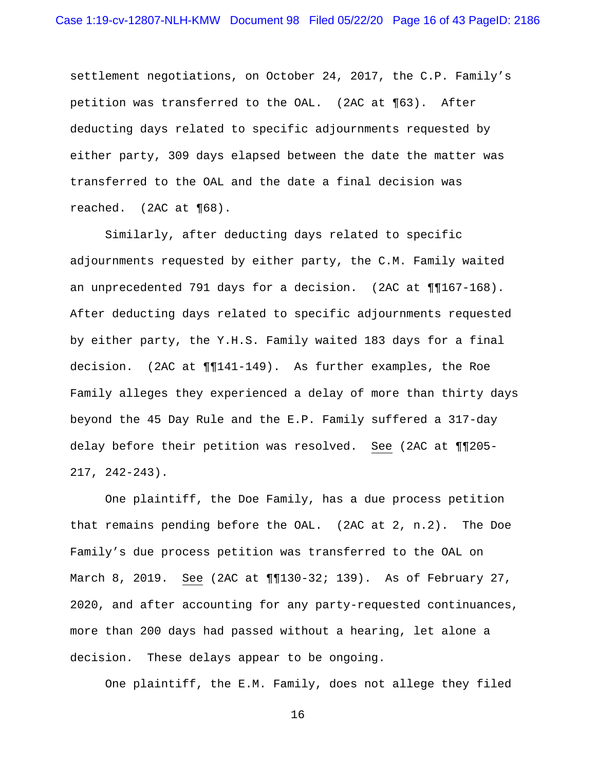settlement negotiations, on October 24, 2017, the C.P. Family's petition was transferred to the OAL. (2AC at ¶63). After deducting days related to specific adjournments requested by either party, 309 days elapsed between the date the matter was transferred to the OAL and the date a final decision was reached. (2AC at ¶68).

Similarly, after deducting days related to specific adjournments requested by either party, the C.M. Family waited an unprecedented 791 days for a decision. (2AC at ¶¶167-168). After deducting days related to specific adjournments requested by either party, the Y.H.S. Family waited 183 days for a final decision. (2AC at ¶¶141-149). As further examples, the Roe Family alleges they experienced a delay of more than thirty days beyond the 45 Day Rule and the E.P. Family suffered a 317-day delay before their petition was resolved. <u>See</u> (2AC at ¶¶205-217, 242-243).

One plaintiff, the Doe Family, has a due process petition that remains pending before the OAL. (2AC at 2, n.2). The Doe Family's due process petition was transferred to the OAL on March 8, 2019. <u>See</u> (2AC at ¶¶130-32; 139). As of February 27, 2020, and after accounting for any party-requested continuances, more than 200 days had passed without a hearing, let alone a decision. These delays appear to be ongoing.

One plaintiff, the E.M. Family, does not allege they filed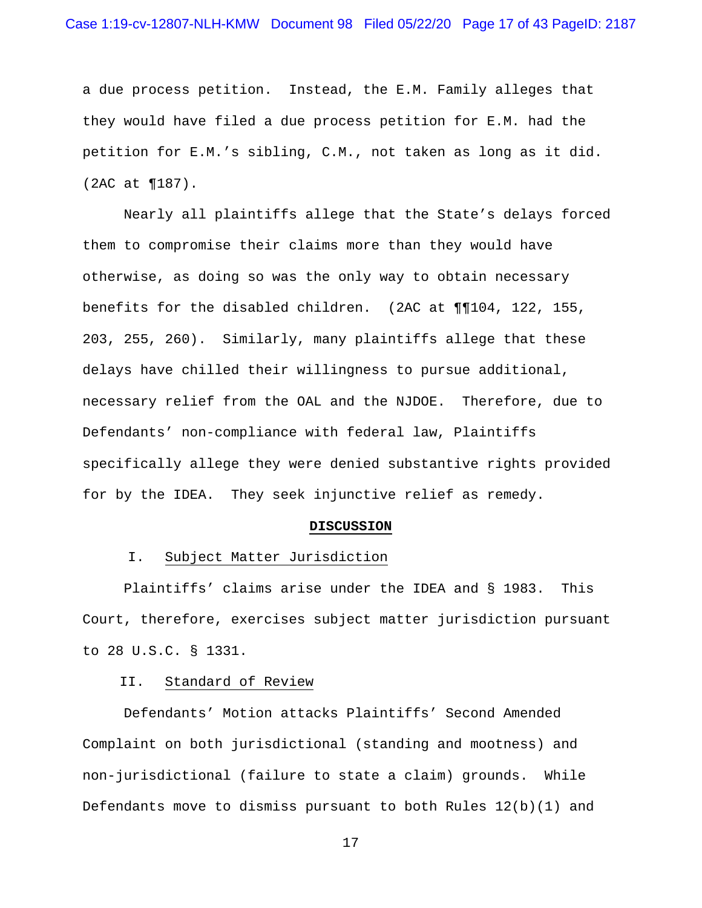a due process petition. Instead, the E.M. Family alleges that they would have filed a due process petition for E.M. had the petition for E.M.'s sibling, C.M., not taken as long as it did. (2AC at ¶187).

Nearly all plaintiffs allege that the State's delays forced them to compromise their claims more than they would have otherwise, as doing so was the only way to obtain necessary benefits for the disabled children. (2AC at ¶¶104, 122, 155, 203, 255, 260). Similarly, many plaintiffs allege that these delays have chilled their willingness to pursue additional, necessary relief from the OAL and the NJDOE. Therefore, due to Defendants' non-compliance with federal law, Plaintiffs specifically allege they were denied substantive rights provided for by the IDEA. They seek injunctive relief as remedy.

## DISCUSSION

### I. Subject Matter Jurisdiction

Plaintiffs' claims arise under the IDEA and § 1983. This Court, therefore, exercises subject matter jurisdiction pursuant to 28 U.S.C. § 1331.

### II. Standard of Review

Defendants' Motion attacks Plaintiffs' Second Amended Complaint on both jurisdictional (standing and mootness) and non-jurisdictional (failure to state a claim) grounds. While Defendants move to dismiss pursuant to both Rules 12(b)(1) and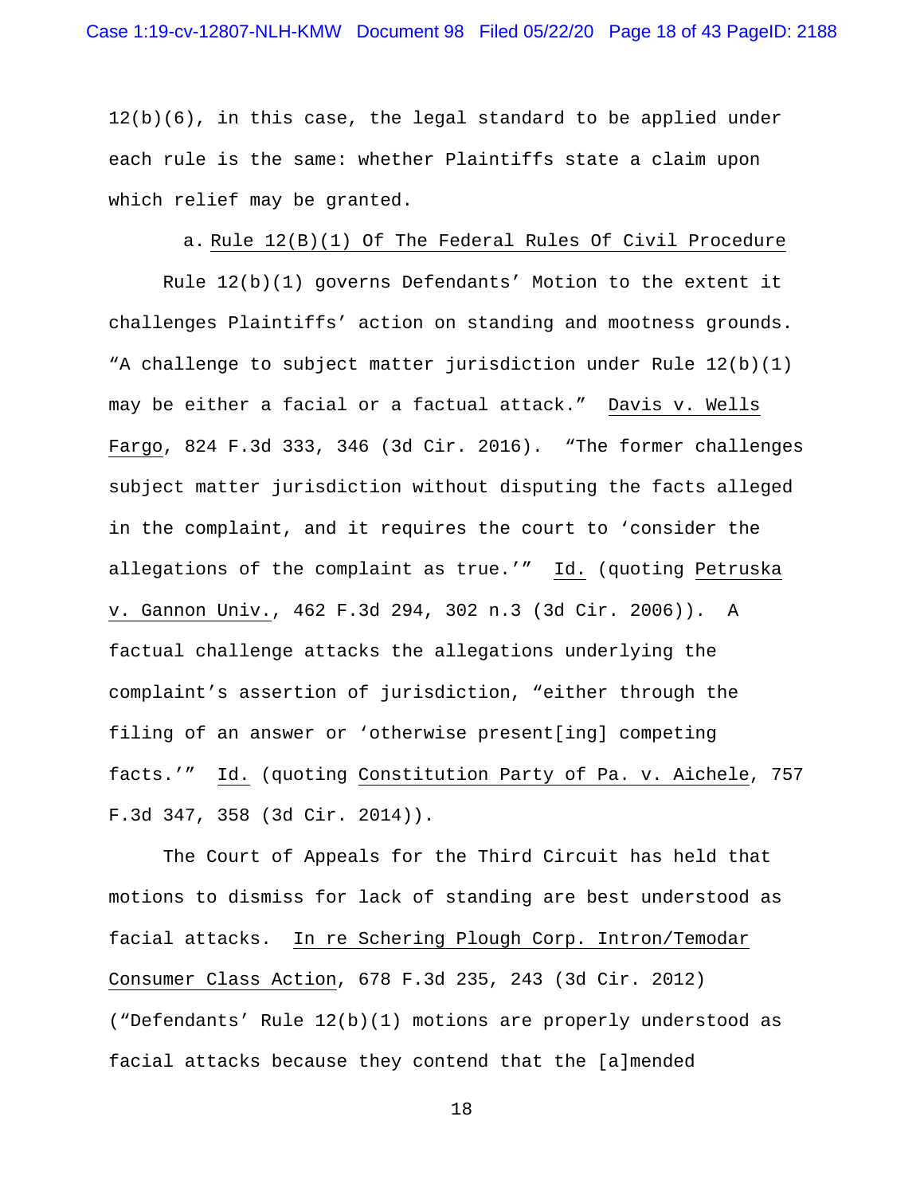12(b)(6), in this case, the legal standard to be applied under each rule is the same: whether Plaintiffs state a claim upon which relief may be granted.

a. Rule 12(B)(1) Of The Federal Rules Of Civil Procedure

Rule 12(b)(1) governs Defendants' Motion to the extent it challenges Plaintiffs' action on standing and mootness grounds. "A challenge to subject matter jurisdiction under Rule 12(b)(1) may be either a facial or a factual attack." Davis v. Wells Fargo, 824 F.3d 333, 346 (3d Cir. 2016). "The former challenges subject matter jurisdiction without disputing the facts alleged in the complaint, and it requires the court to 'consider the allegations of the complaint as true.'" Id. (quoting Petruska v. Gannon Univ., 462 F.3d 294, 302 n.3 (3d Cir. 2006)). A factual challenge attacks the allegations underlying the complaint's assertion of jurisdiction, "either through the filing of an answer or 'otherwise present[ing] competing facts.'" Id. (quoting Constitution Party of Pa. v. Aichele, 757 F.3d 347, 358 (3d Cir. 2014)).

The Court of Appeals for the Third Circuit has held that motions to dismiss for lack of standing are best understood as facial attacks. In re Schering Plough Corp. Intron/Temodar Consumer Class Action, 678 F.3d 235, 243 (3d Cir. 2012) ("Defendants' Rule 12(b)(1) motions are properly understood as facial attacks because they contend that the [a]mended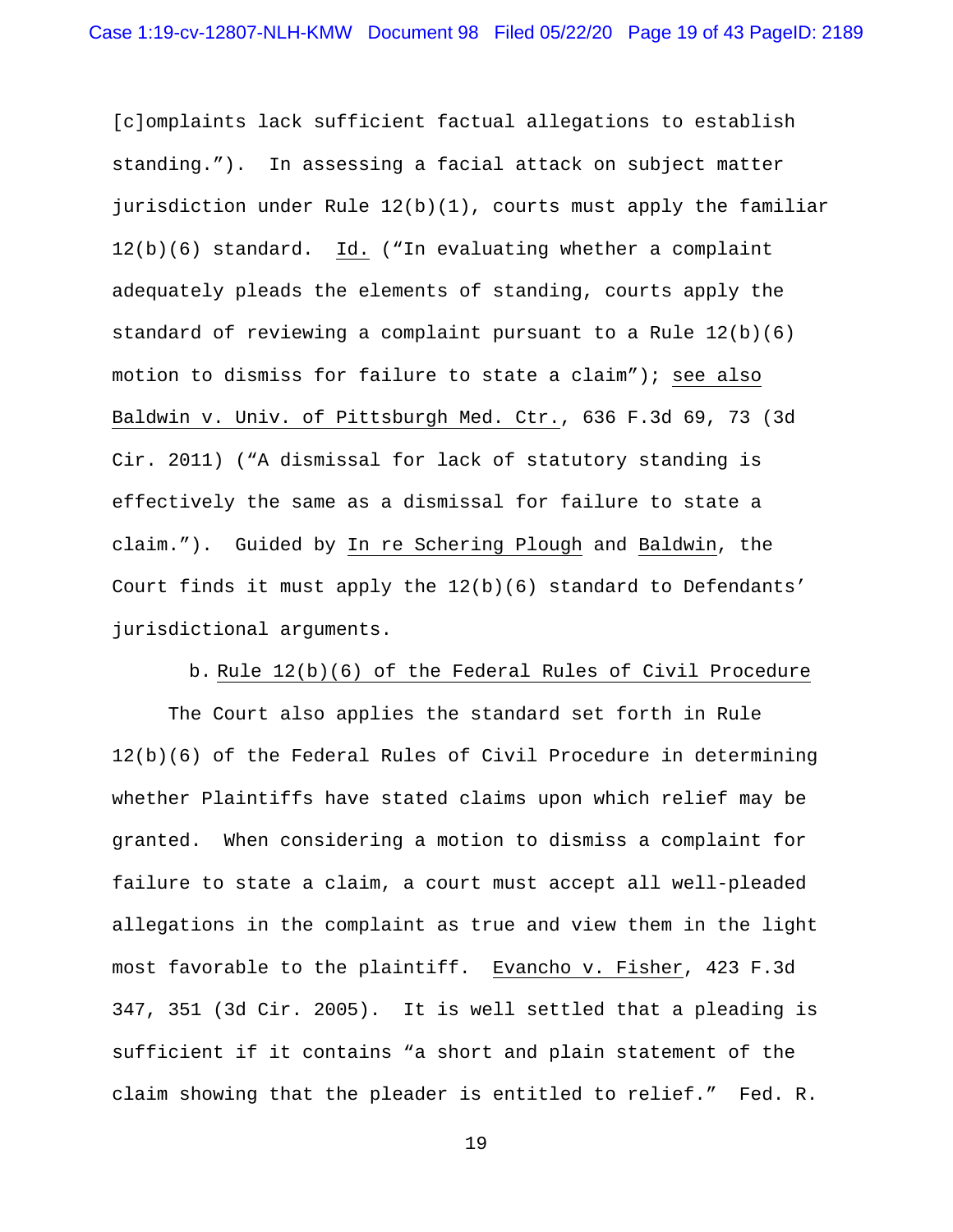[c]omplaints lack sufficient factual allegations to establish standing."). In assessing a facial attack on subject matter jurisdiction under Rule 12(b)(1), courts must apply the familiar 12(b)(6) standard. Id. ("In evaluating whether a complaint adequately pleads the elements of standing, courts apply the standard of reviewing a complaint pursuant to a Rule 12(b)(6) motion to dismiss for failure to state a claim"); see also Baldwin v. Univ. of Pittsburgh Med. Ctr., 636 F.3d 69, 73 (3d Cir. 2011) ("A dismissal for lack of statutory standing is effectively the same as a dismissal for failure to state a claim."). Guided by In re Schering Plough and Baldwin, the Court finds it must apply the 12(b)(6) standard to Defendants' jurisdictional arguments.

b. Rule 12(b)(6) of the Federal Rules of Civil Procedure

The Court also applies the standard set forth in Rule 12(b)(6) of the Federal Rules of Civil Procedure in determining whether Plaintiffs have stated claims upon which relief may be granted. When considering a motion to dismiss a complaint for failure to state a claim, a court must accept all well-pleaded allegations in the complaint as true and view them in the light most favorable to the plaintiff. Evancho v. Fisher, 423 F.3d 347, 351 (3d Cir. 2005). It is well settled that a pleading is sufficient if it contains "a short and plain statement of the claim showing that the pleader is entitled to relief." Fed. R.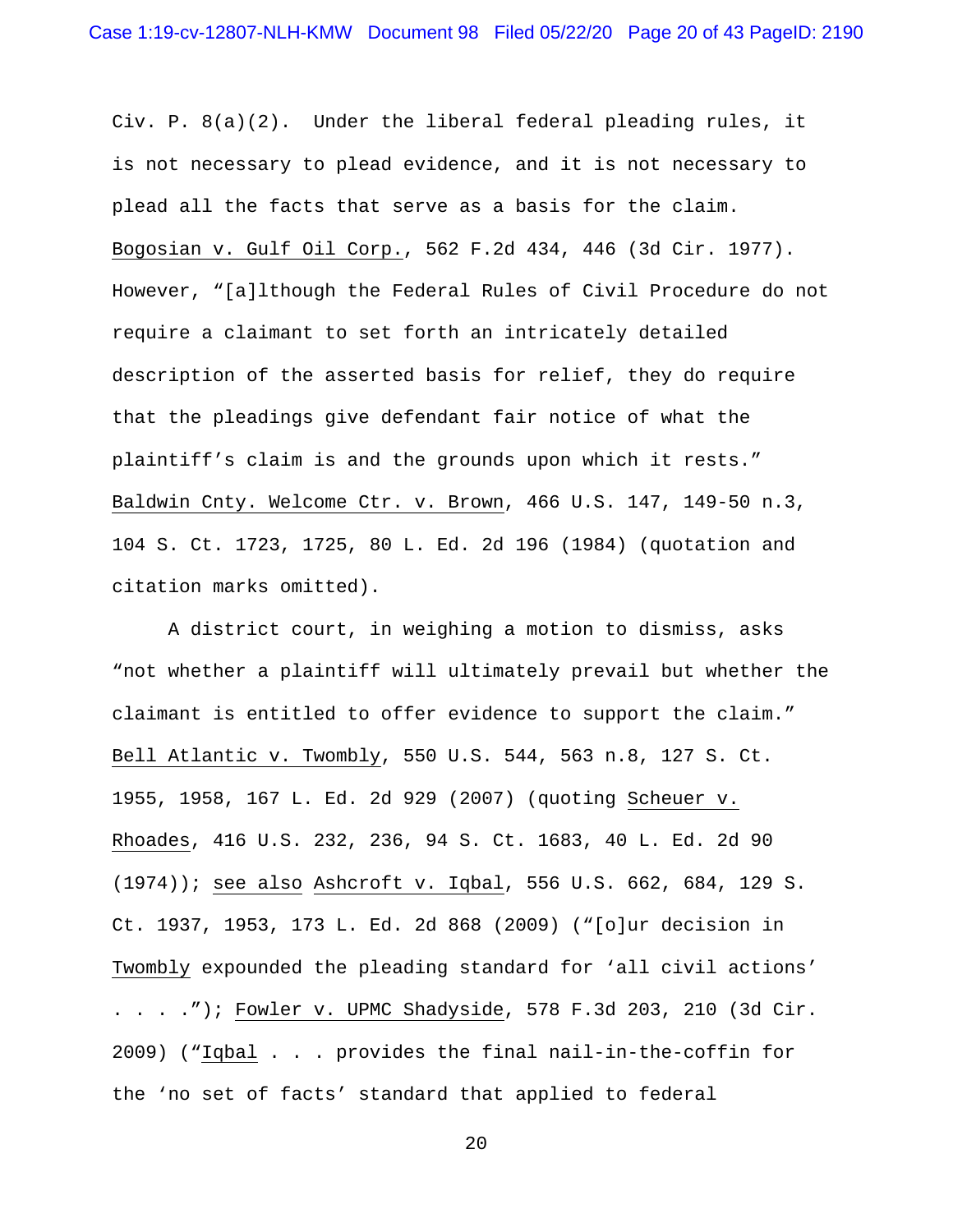Civ. P. 8(a)(2). Under the liberal federal pleading rules, it is not necessary to plead evidence, and it is not necessary to plead all the facts that serve as a basis for the claim. Bogosian v. Gulf Oil Corp., 562 F.2d 434, 446 (3d Cir. 1977). However, "[a]lthough the Federal Rules of Civil Procedure do not require a claimant to set forth an intricately detailed description of the asserted basis for relief, they do require that the pleadings give defendant fair notice of what the plaintiff's claim is and the grounds upon which it rests." Baldwin Cnty. Welcome Ctr. v. Brown, 466 U.S. 147, 149-50 n.3, 104 S. Ct. 1723, 1725, 80 L. Ed. 2d 196 (1984) (quotation and citation marks omitted).

A district court, in weighing a motion to dismiss, asks "not whether a plaintiff will ultimately prevail but whether the claimant is entitled to offer evidence to support the claim." Bell Atlantic v. Twombly, 550 U.S. 544, 563 n.8, 127 S. Ct. 1955, 1958, 167 L. Ed. 2d 929 (2007) (quoting Scheuer v. Rhoades, 416 U.S. 232, 236, 94 S. Ct. 1683, 40 L. Ed. 2d 90 (1974)); see also Ashcroft v. Iqbal, 556 U.S. 662, 684, 129 S. Ct. 1937, 1953, 173 L. Ed. 2d 868 (2009) ("[o]ur decision in Twombly expounded the pleading standard for 'all civil actions' . . . ."); Fowler v. UPMC Shadyside, 578 F.3d 203, 210 (3d Cir. 2009) ("Iqbal . . . provides the final nail-in-the-coffin for the 'no set of facts' standard that applied to federal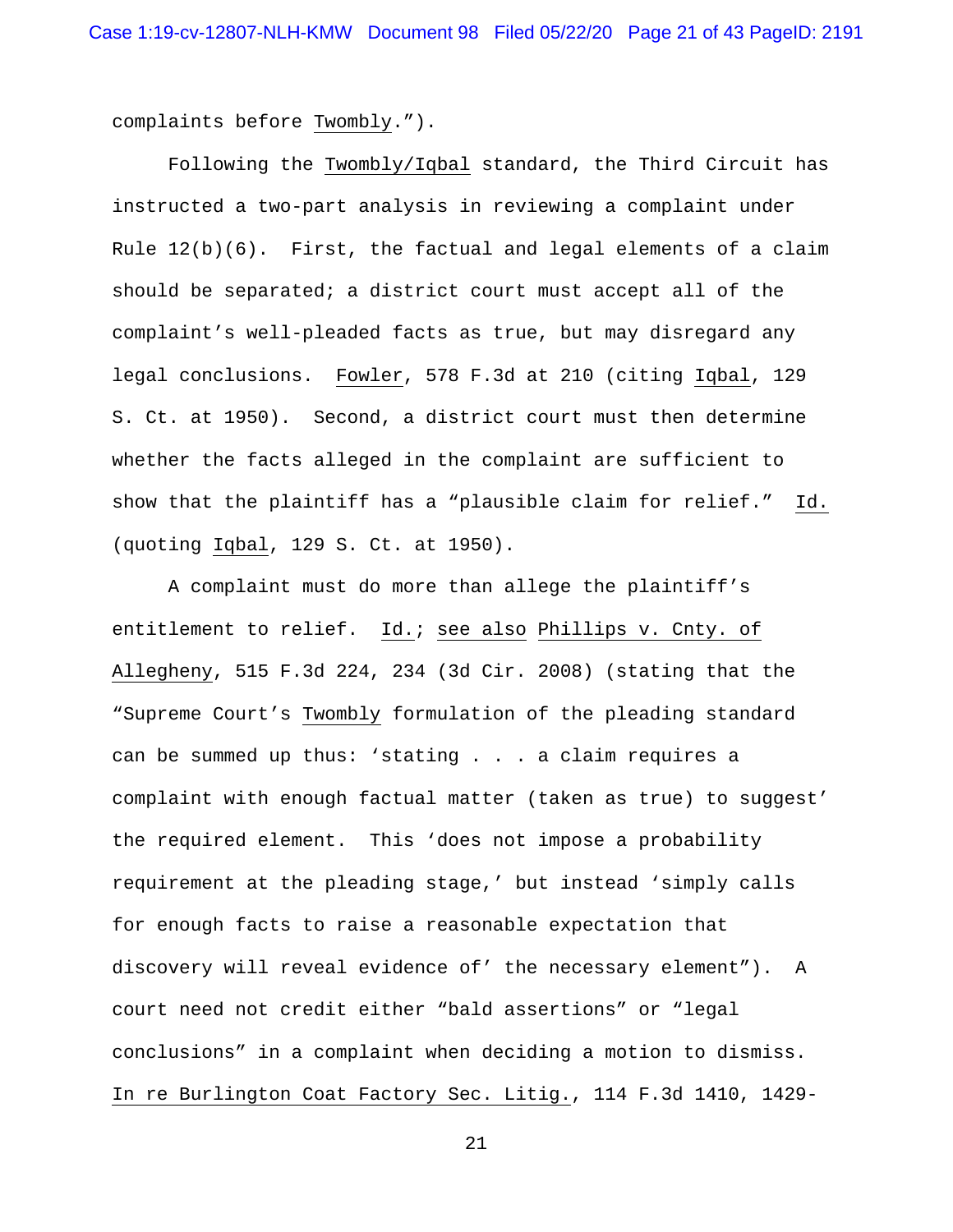complaints before Twombly.").

Following the Twombly/Iqbal standard, the Third Circuit has instructed a two-part analysis in reviewing a complaint under Rule 12(b)(6). First, the factual and legal elements of a claim should be separated; a district court must accept all of the complaint's well-pleaded facts as true, but may disregard any legal conclusions. Fowler, 578 F.3d at 210 (citing Iqbal, 129 S. Ct. at 1950). Second, a district court must then determine whether the facts alleged in the complaint are sufficient to show that the plaintiff has a "plausible claim for relief." Id. (quoting Iqbal, 129 S. Ct. at 1950).

A complaint must do more than allege the plaintiff's entitlement to relief. Id.; see also Phillips v. Cnty. of Allegheny, 515 F.3d 224, 234 (3d Cir. 2008) (stating that the "Supreme Court's Twombly formulation of the pleading standard can be summed up thus: 'stating . . . a claim requires a complaint with enough factual matter (taken as true) to suggest' the required element. This 'does not impose a probability requirement at the pleading stage,' but instead 'simply calls for enough facts to raise a reasonable expectation that discovery will reveal evidence of' the necessary element"). A court need not credit either "bald assertions" or "legal conclusions" in a complaint when deciding a motion to dismiss. In re Burlington Coat Factory Sec. Litig., 114 F.3d 1410, 1429-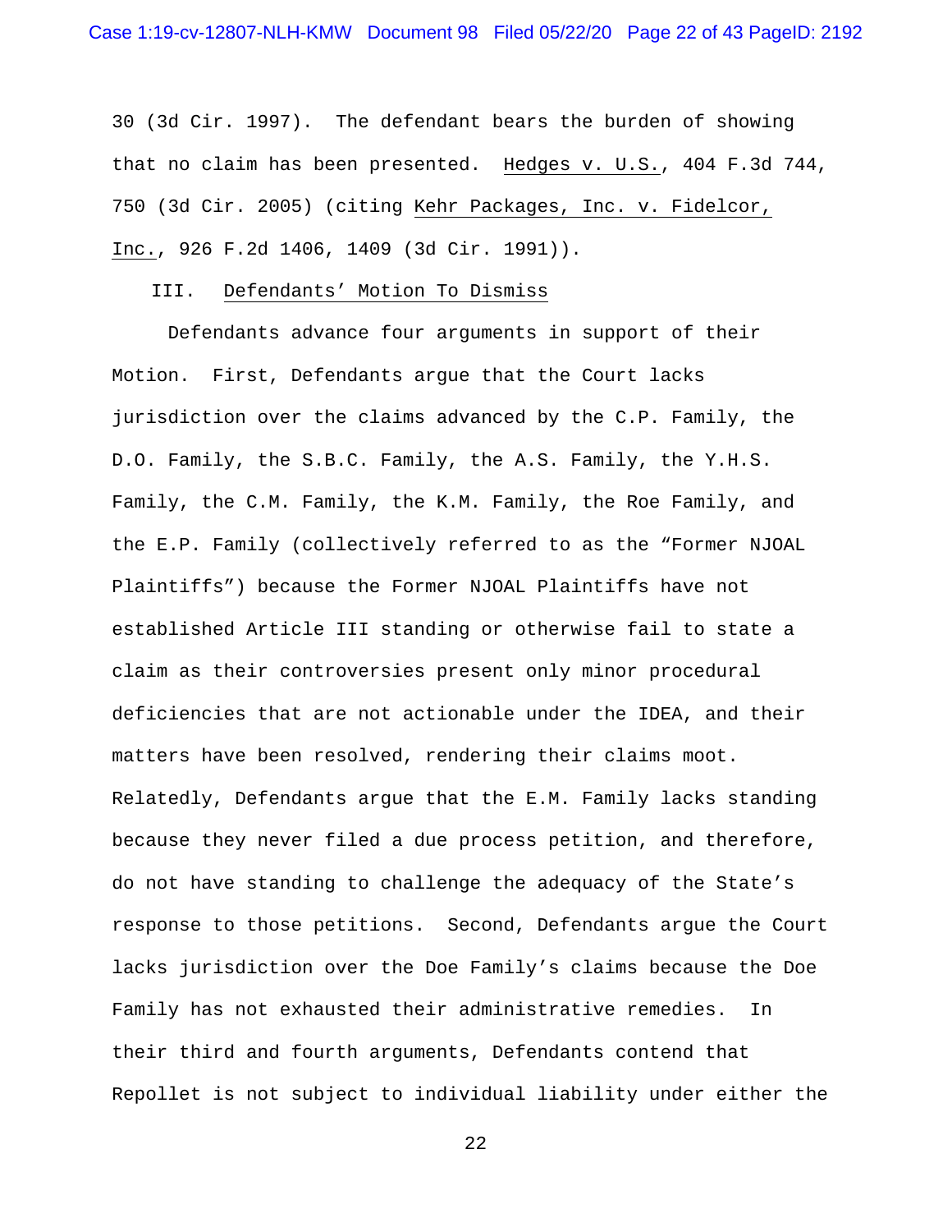30 (3d Cir. 1997). The defendant bears the burden of showing that no claim has been presented. Hedges v. U.S., 404 F.3d 744, 750 (3d Cir. 2005) (citing Kehr Packages, Inc. v. Fidelcor, Inc., 926 F.2d 1406, 1409 (3d Cir. 1991)).

III. Defendants' Motion To Dismiss

Defendants advance four arguments in support of their Motion. First, Defendants argue that the Court lacks jurisdiction over the claims advanced by the C.P. Family, the D.O. Family, the S.B.C. Family, the A.S. Family, the Y.H.S. Family, the C.M. Family, the K.M. Family, the Roe Family, and the E.P. Family (collectively referred to as the "Former NJOAL Plaintiffs") because the Former NJOAL Plaintiffs have not established Article III standing or otherwise fail to state a claim as their controversies present only minor procedural deficiencies that are not actionable under the IDEA, and their matters have been resolved, rendering their claims moot. Relatedly, Defendants argue that the E.M. Family lacks standing because they never filed a due process petition, and therefore, do not have standing to challenge the adequacy of the State's response to those petitions. Second, Defendants argue the Court lacks jurisdiction over the Doe Family's claims because the Doe Family has not exhausted their administrative remedies. In their third and fourth arguments, Defendants contend that Repollet is not subject to individual liability under either the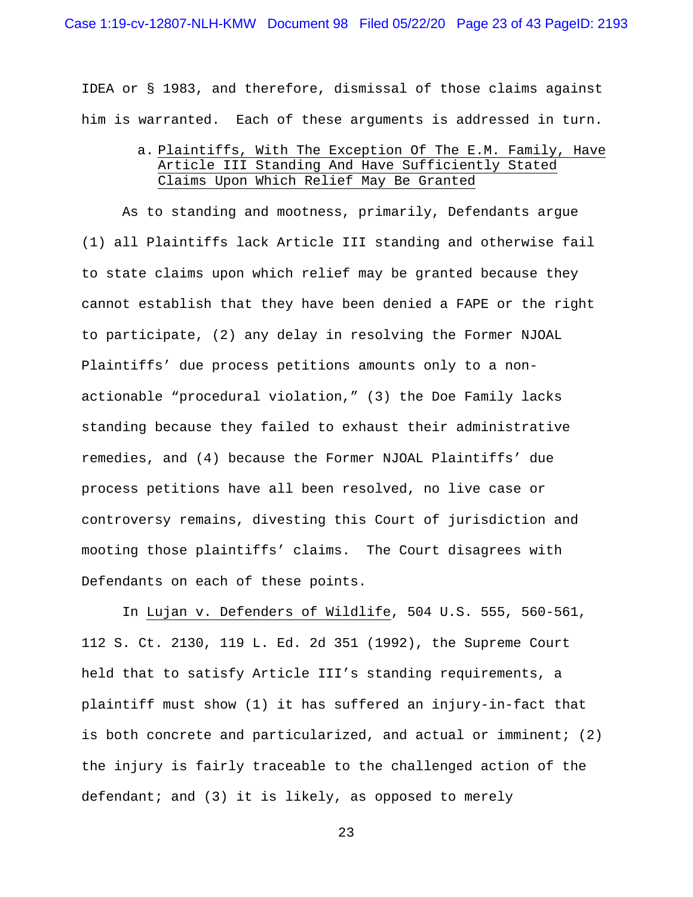IDEA or § 1983, and therefore, dismissal of those claims against him is warranted. Each of these arguments is addressed in turn.

a. Plaintiffs, With The Exception Of The E.M. Family, Have Article III Standing And Have Sufficiently Stated Claims Upon Which Relief May Be Granted

As to standing and mootness, primarily, Defendants argue (1) all Plaintiffs lack Article III standing and otherwise fail to state claims upon which relief may be granted because they cannot establish that they have been denied a FAPE or the right to participate, (2) any delay in resolving the Former NJOAL Plaintiffs' due process petitions amounts only to a non-actionable "procedural violation," (3) the Doe Family lacks standing because they failed to exhaust their administrative remedies, and (4) because the Former NJOAL Plaintiffs' due process petitions have all been resolved, no live case or controversy remains, divesting this Court of jurisdiction and mooting those plaintiffs' claims. The Court disagrees with Defendants on each of these points.

In Lujan v. Defenders of Wildlife, 504 U.S. 555, 560-561, 112 S. Ct. 2130, 119 L. Ed. 2d 351 (1992), the Supreme Court held that to satisfy Article III's standing requirements, a plaintiff must show (1) it has suffered an injury-in-fact that is both concrete and particularized, and actual or imminent; (2) the injury is fairly traceable to the challenged action of the defendant; and (3) it is likely, as opposed to merely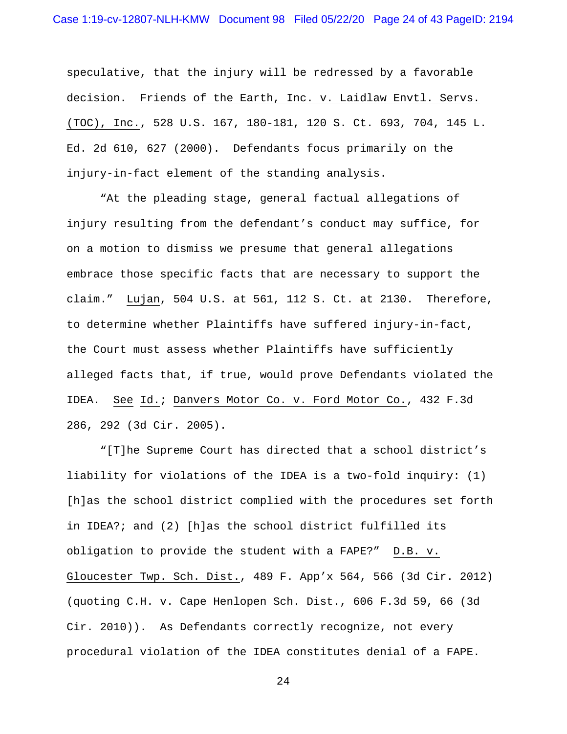speculative, that the injury will be redressed by a favorable decision. Friends of the Earth, Inc. v. Laidlaw Envtl. Servs. (TOC), Inc., 528 U.S. 167, 180-181, 120 S. Ct. 693, 704, 145 L. Ed. 2d 610, 627 (2000). Defendants focus primarily on the injury-in-fact element of the standing analysis.

"At the pleading stage, general factual allegations of injury resulting from the defendant's conduct may suffice, for on a motion to dismiss we presume that general allegations embrace those specific facts that are necessary to support the claim." Lujan, 504 U.S. at 561, 112 S. Ct. at 2130. Therefore, to determine whether Plaintiffs have suffered injury-in-fact, the Court must assess whether Plaintiffs have sufficiently alleged facts that, if true, would prove Defendants violated the IDEA. See Id.; Danvers Motor Co. v. Ford Motor Co., 432 F.3d 286, 292 (3d Cir. 2005).

"[T]he Supreme Court has directed that a school district's liability for violations of the IDEA is a two-fold inquiry: (1) [h]as the school district complied with the procedures set forth in IDEA?; and (2) [h]as the school district fulfilled its obligation to provide the student with a FAPE?" D.B. v. Gloucester Twp. Sch. Dist., 489 F. App'x 564, 566 (3d Cir. 2012) (quoting C.H. v. Cape Henlopen Sch. Dist., 606 F.3d 59, 66 (3d Cir. 2010)). As Defendants correctly recognize, not every procedural violation of the IDEA constitutes denial of a FAPE.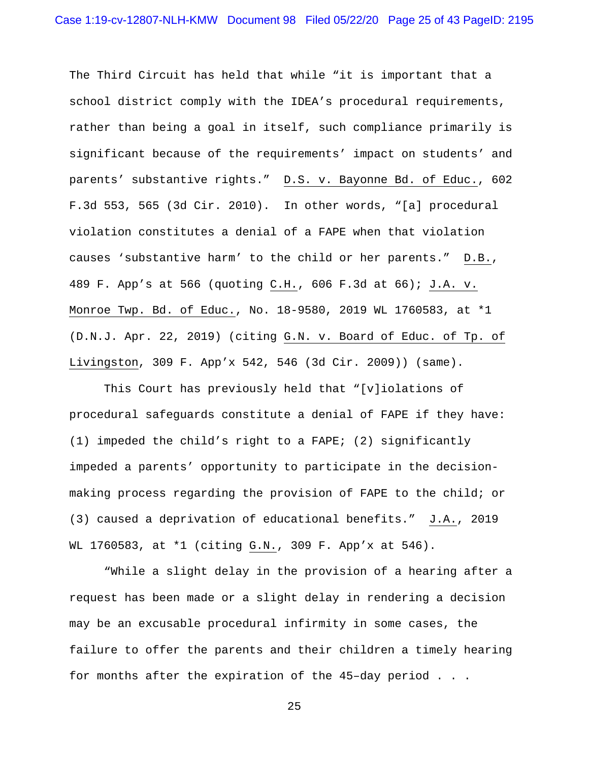The Third Circuit has held that while "it is important that a school district comply with the IDEA's procedural requirements, rather than being a goal in itself, such compliance primarily is significant because of the requirements' impact on students' and parents' substantive rights." D.S. v. Bayonne Bd. of Educ., 602 F.3d 553, 565 (3d Cir. 2010). In other words, "[a] procedural violation constitutes a denial of a FAPE when that violation causes 'substantive harm' to the child or her parents." D.B., 489 F. App's at 566 (quoting C.H., 606 F.3d at 66); J.A. v. Monroe Twp. Bd. of Educ., No. 18-9580, 2019 WL 1760583, at *1 (D.N.J. Apr. 22, 2019) (citing G.N. v. Board of Educ. of Tp. of Livingston, 309 F. App'x 542, 546 (3d Cir. 2009)) (same).

This Court has previously held that "[v]iolations of procedural safeguards constitute a denial of FAPE if they have: (1) impeded the child's right to a FAPE; (2) significantly impeded a parents' opportunity to participate in the decision-making process regarding the provision of FAPE to the child; or (3) caused a deprivation of educational benefits." J.A., 2019 WL 1760583, at *1 (citing G.N., 309 F. App'x at 546).

"While a slight delay in the provision of a hearing after a request has been made or a slight delay in rendering a decision may be an excusable procedural infirmity in some cases, the failure to offer the parents and their children a timely hearing for months after the expiration of the 45–day period . . .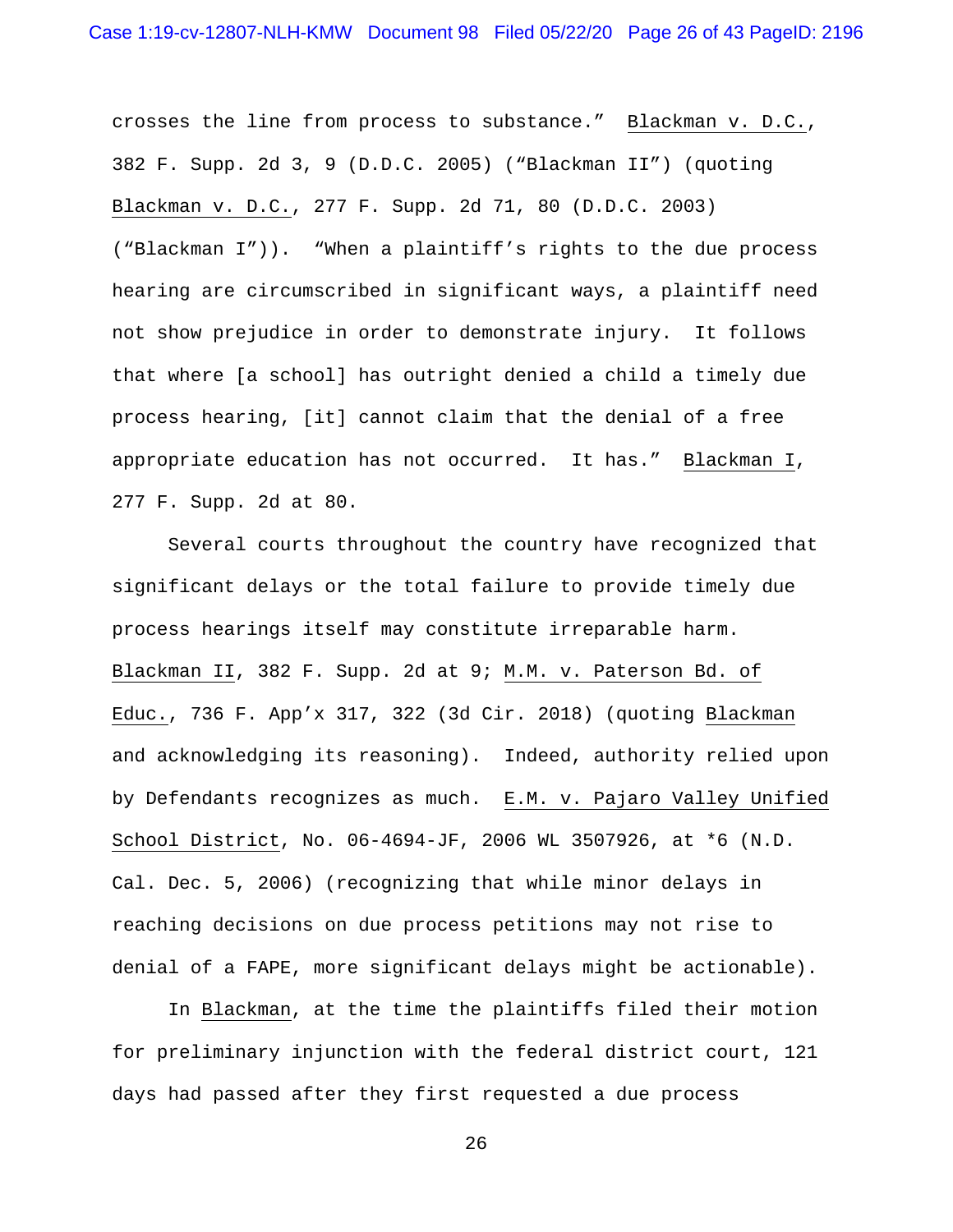crosses the line from process to substance." Blackman v. D.C., 382 F. Supp. 2d 3, 9 (D.D.C. 2005) ("Blackman II") (quoting Blackman v. D.C., 277 F. Supp. 2d 71, 80 (D.D.C. 2003) ("Blackman I")). "When a plaintiff's rights to the due process hearing are circumscribed in significant ways, a plaintiff need not show prejudice in order to demonstrate injury. It follows that where [a school] has outright denied a child a timely due process hearing, [it] cannot claim that the denial of a free appropriate education has not occurred. It has." Blackman I, 277 F. Supp. 2d at 80.

Several courts throughout the country have recognized that significant delays or the total failure to provide timely due process hearings itself may constitute irreparable harm. Blackman II, 382 F. Supp. 2d at 9; M.M. v. Paterson Bd. of Educ., 736 F. App'x 317, 322 (3d Cir. 2018) (quoting Blackman and acknowledging its reasoning). Indeed, authority relied upon by Defendants recognizes as much. E.M. v. Pajaro Valley Unified School District, No. 06-4694-JF, 2006 WL 3507926, at *6 (N.D. Cal. Dec. 5, 2006) (recognizing that while minor delays in reaching decisions on due process petitions may not rise to denial of a FAPE, more significant delays might be actionable).

In Blackman, at the time the plaintiffs filed their motion for preliminary injunction with the federal district court, 121 days had passed after they first requested a due process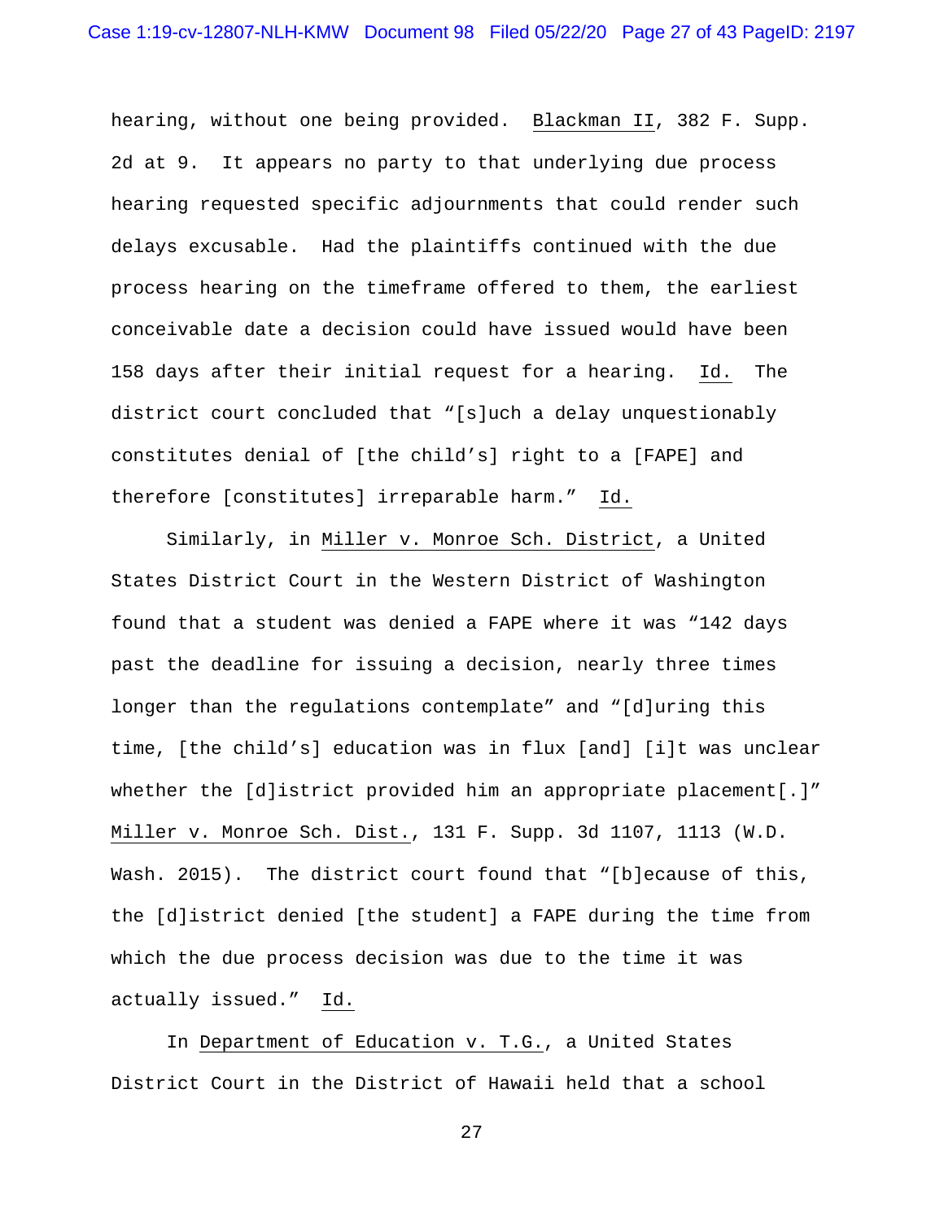hearing, without one being provided. Blackman II, 382 F. Supp. 2d at 9. It appears no party to that underlying due process hearing requested specific adjournments that could render such delays excusable. Had the plaintiffs continued with the due process hearing on the timeframe offered to them, the earliest conceivable date a decision could have issued would have been 158 days after their initial request for a hearing. Id. The district court concluded that "[s]uch a delay unquestionably constitutes denial of [the child's] right to a [FAPE] and therefore [constitutes] irreparable harm." Id.

Similarly, in Miller v. Monroe Sch. District, a United States District Court in the Western District of Washington found that a student was denied a FAPE where it was "142 days past the deadline for issuing a decision, nearly three times longer than the regulations contemplate" and "[d]uring this time, [the child's] education was in flux [and] [i]t was unclear whether the [d]istrict provided him an appropriate placement[.]" Miller v. Monroe Sch. Dist., 131 F. Supp. 3d 1107, 1113 (W.D. Wash. 2015). The district court found that "[b]ecause of this, the [d]istrict denied [the student] a FAPE during the time from which the due process decision was due to the time it was actually issued." Id.

In Department of Education v. T.G., a United States District Court in the District of Hawaii held that a school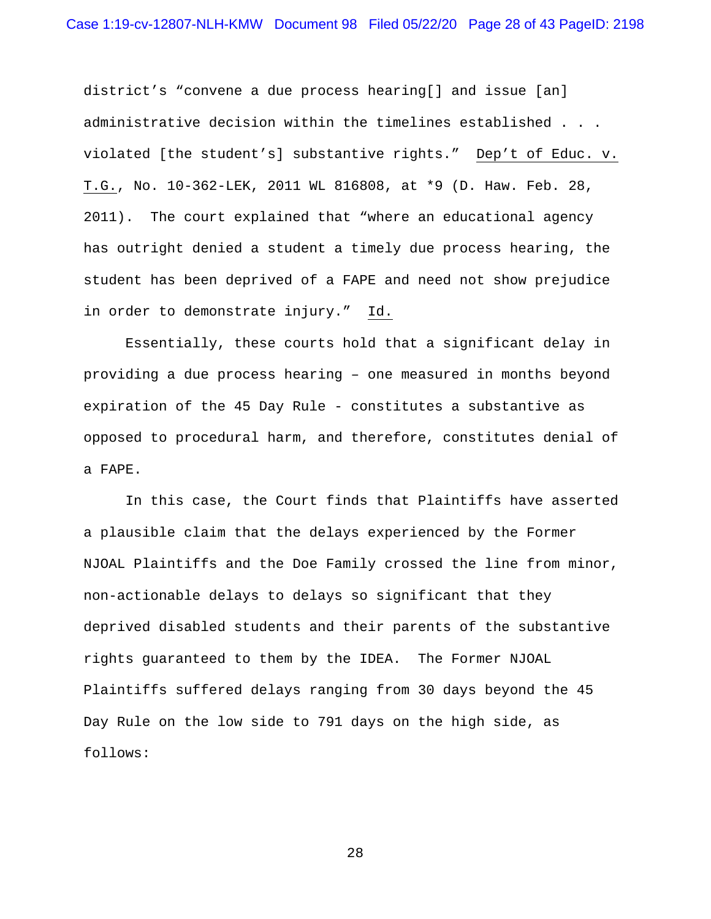district's "convene a due process hearing[] and issue [an] administrative decision within the timelines established . . . violated [the student's] substantive rights." Dep't of Educ. v. T.G., No. 10-362-LEK, 2011 WL 816808, at *9 (D. Haw. Feb. 28, 2011). The court explained that "where an educational agency has outright denied a student a timely due process hearing, the student has been deprived of a FAPE and need not show prejudice in order to demonstrate injury." Id.

Essentially, these courts hold that a significant delay in providing a due process hearing – one measured in months beyond expiration of the 45 Day Rule - constitutes a substantive as opposed to procedural harm, and therefore, constitutes denial of a FAPE.

In this case, the Court finds that Plaintiffs have asserted a plausible claim that the delays experienced by the Former NJOAL Plaintiffs and the Doe Family crossed the line from minor, non-actionable delays to delays so significant that they deprived disabled students and their parents of the substantive rights guaranteed to them by the IDEA. The Former NJOAL Plaintiffs suffered delays ranging from 30 days beyond the 45 Day Rule on the low side to 791 days on the high side, as follows: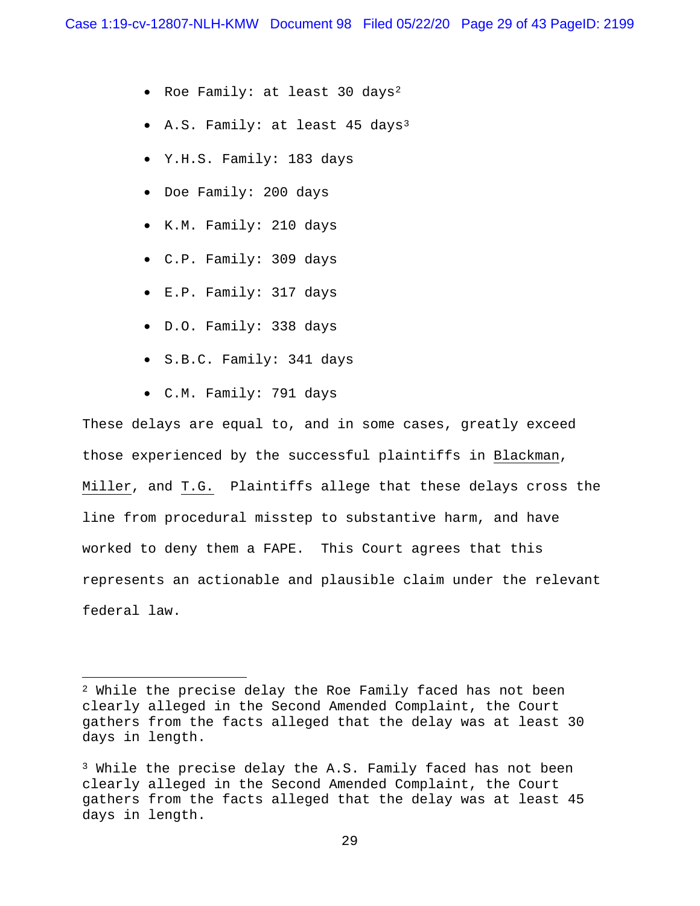- Roe Family: at least 30 days[2]
- A.S. Family: at least 45 days[3]
- Y.H.S. Family: 183 days
- Doe Family: 200 days
- K.M. Family: 210 days
- C.P. Family: 309 days
- E.P. Family: 317 days
- D.O. Family: 338 days
- S.B.C. Family: 341 days
- C.M. Family: 791 days

These delays are equal to, and in some cases, greatly exceed those experienced by the successful plaintiffs in Blackman, Miller, and T.G. Plaintiffs allege that these delays cross the line from procedural misstep to substantive harm, and have worked to deny them a FAPE. This Court agrees that this represents an actionable and plausible claim under the relevant federal law.

---

[2] While the precise delay the Roe Family faced has not been clearly alleged in the Second Amended Complaint, the Court gathers from the facts alleged that the delay was at least 30 days in length.

[3] While the precise delay the A.S. Family faced has not been clearly alleged in the Second Amended Complaint, the Court gathers from the facts alleged that the delay was at least 45 days in length.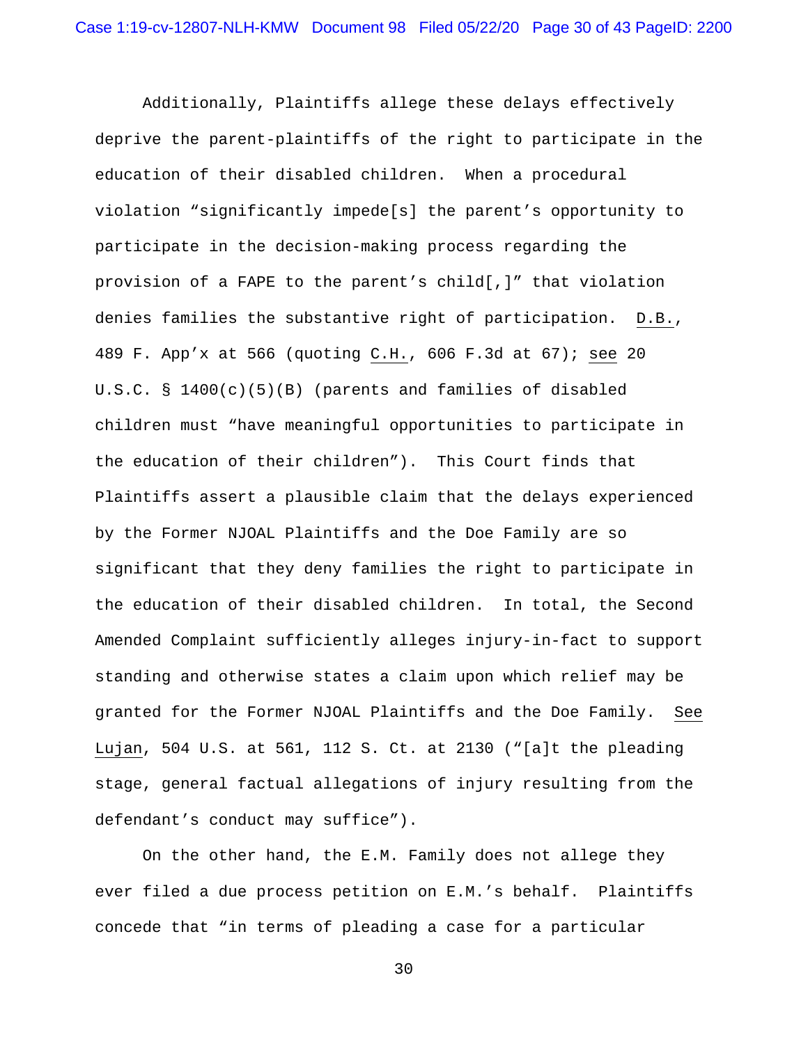Additionally, Plaintiffs allege these delays effectively deprive the parent-plaintiffs of the right to participate in the education of their disabled children. When a procedural violation "significantly impede[s] the parent's opportunity to participate in the decision-making process regarding the provision of a FAPE to the parent's child[,]" that violation denies families the substantive right of participation. D.B., 489 F. App'x at 566 (quoting C.H., 606 F.3d at 67); see 20 U.S.C. § 1400(c)(5)(B) (parents and families of disabled children must "have meaningful opportunities to participate in the education of their children"). This Court finds that Plaintiffs assert a plausible claim that the delays experienced by the Former NJOAL Plaintiffs and the Doe Family are so significant that they deny families the right to participate in the education of their disabled children. In total, the Second Amended Complaint sufficiently alleges injury-in-fact to support standing and otherwise states a claim upon which relief may be granted for the Former NJOAL Plaintiffs and the Doe Family. See Lujan, 504 U.S. at 561, 112 S. Ct. at 2130 ("[a]t the pleading stage, general factual allegations of injury resulting from the defendant's conduct may suffice").

On the other hand, the E.M. Family does not allege they ever filed a due process petition on E.M.'s behalf. Plaintiffs concede that "in terms of pleading a case for a particular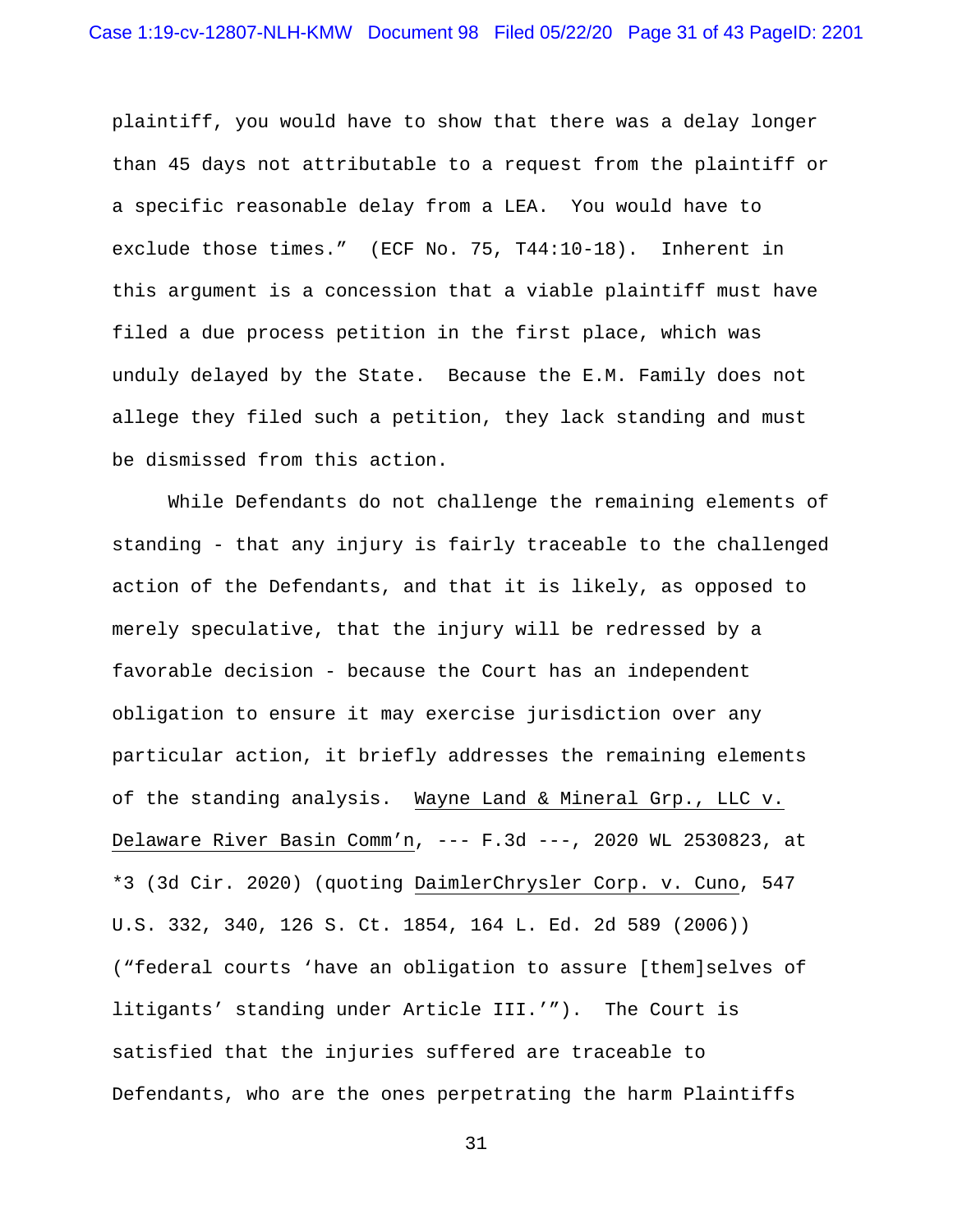plaintiff, you would have to show that there was a delay longer than 45 days not attributable to a request from the plaintiff or a specific reasonable delay from a LEA. You would have to exclude those times." (ECF No. 75, T44:10-18). Inherent in this argument is a concession that a viable plaintiff must have filed a due process petition in the first place, which was unduly delayed by the State. Because the E.M. Family does not allege they filed such a petition, they lack standing and must be dismissed from this action.

While Defendants do not challenge the remaining elements of standing - that any injury is fairly traceable to the challenged action of the Defendants, and that it is likely, as opposed to merely speculative, that the injury will be redressed by a favorable decision - because the Court has an independent obligation to ensure it may exercise jurisdiction over any particular action, it briefly addresses the remaining elements of the standing analysis. Wayne Land & Mineral Grp., LLC v. Delaware River Basin Comm'n, --- F.3d ---, 2020 WL 2530823, at *3 (3d Cir. 2020) (quoting DaimlerChrysler Corp. v. Cuno, 547 U.S. 332, 340, 126 S. Ct. 1854, 164 L. Ed. 2d 589 (2006)) ("federal courts 'have an obligation to assure [them]selves of litigants' standing under Article III.'"). The Court is satisfied that the injuries suffered are traceable to Defendants, who are the ones perpetrating the harm Plaintiffs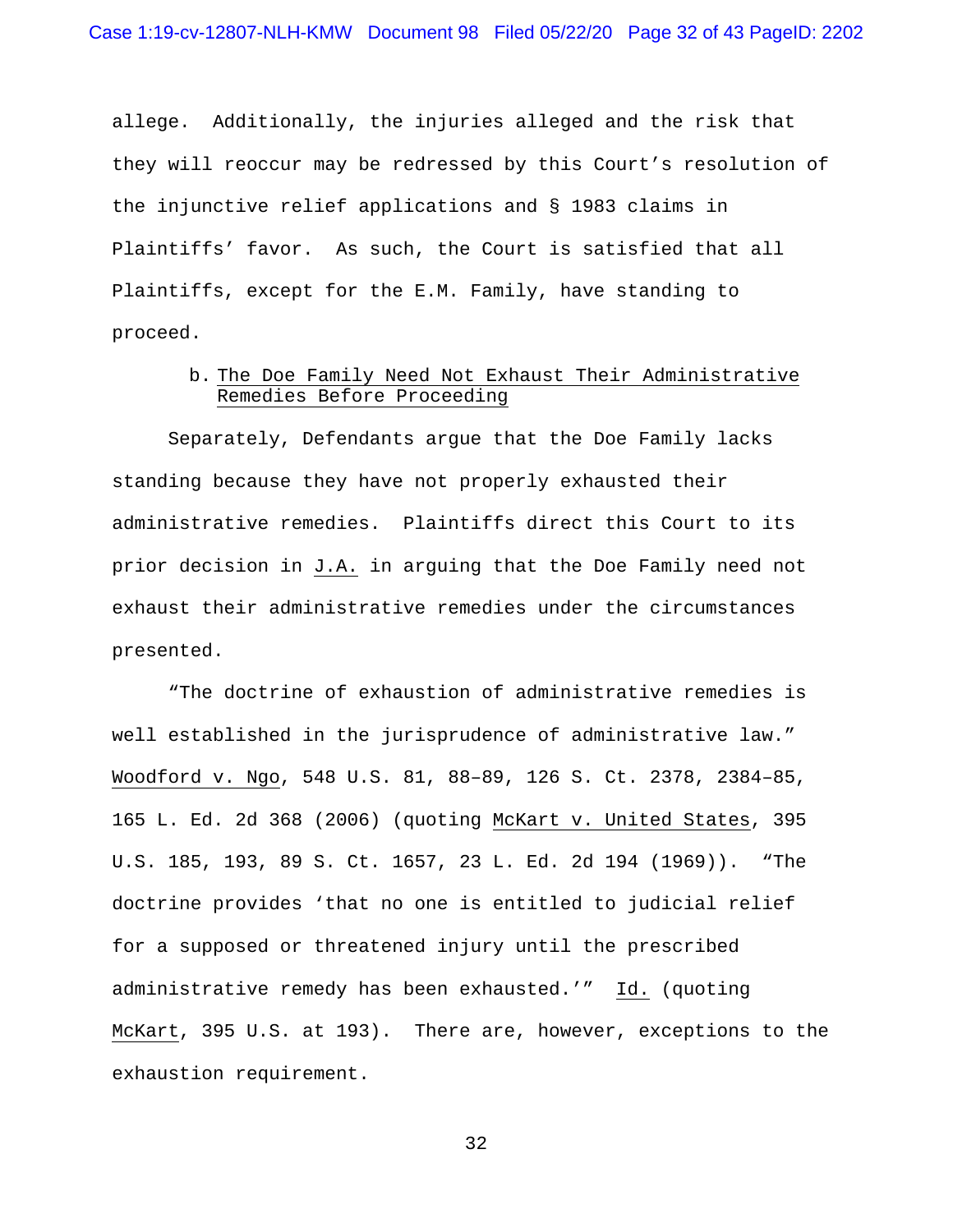allege. Additionally, the injuries alleged and the risk that they will reoccur may be redressed by this Court's resolution of the injunctive relief applications and § 1983 claims in Plaintiffs' favor. As such, the Court is satisfied that all Plaintiffs, except for the E.M. Family, have standing to proceed.

b. The Doe Family Need Not Exhaust Their Administrative Remedies Before Proceeding

Separately, Defendants argue that the Doe Family lacks standing because they have not properly exhausted their administrative remedies. Plaintiffs direct this Court to its prior decision in J.A. in arguing that the Doe Family need not exhaust their administrative remedies under the circumstances presented.

"The doctrine of exhaustion of administrative remedies is well established in the jurisprudence of administrative law." Woodford v. Ngo, 548 U.S. 81, 88–89, 126 S. Ct. 2378, 2384–85, 165 L. Ed. 2d 368 (2006) (quoting McKart v. United States, 395 U.S. 185, 193, 89 S. Ct. 1657, 23 L. Ed. 2d 194 (1969)). "The doctrine provides 'that no one is entitled to judicial relief for a supposed or threatened injury until the prescribed administrative remedy has been exhausted.'" Id. (quoting McKart, 395 U.S. at 193). There are, however, exceptions to the exhaustion requirement.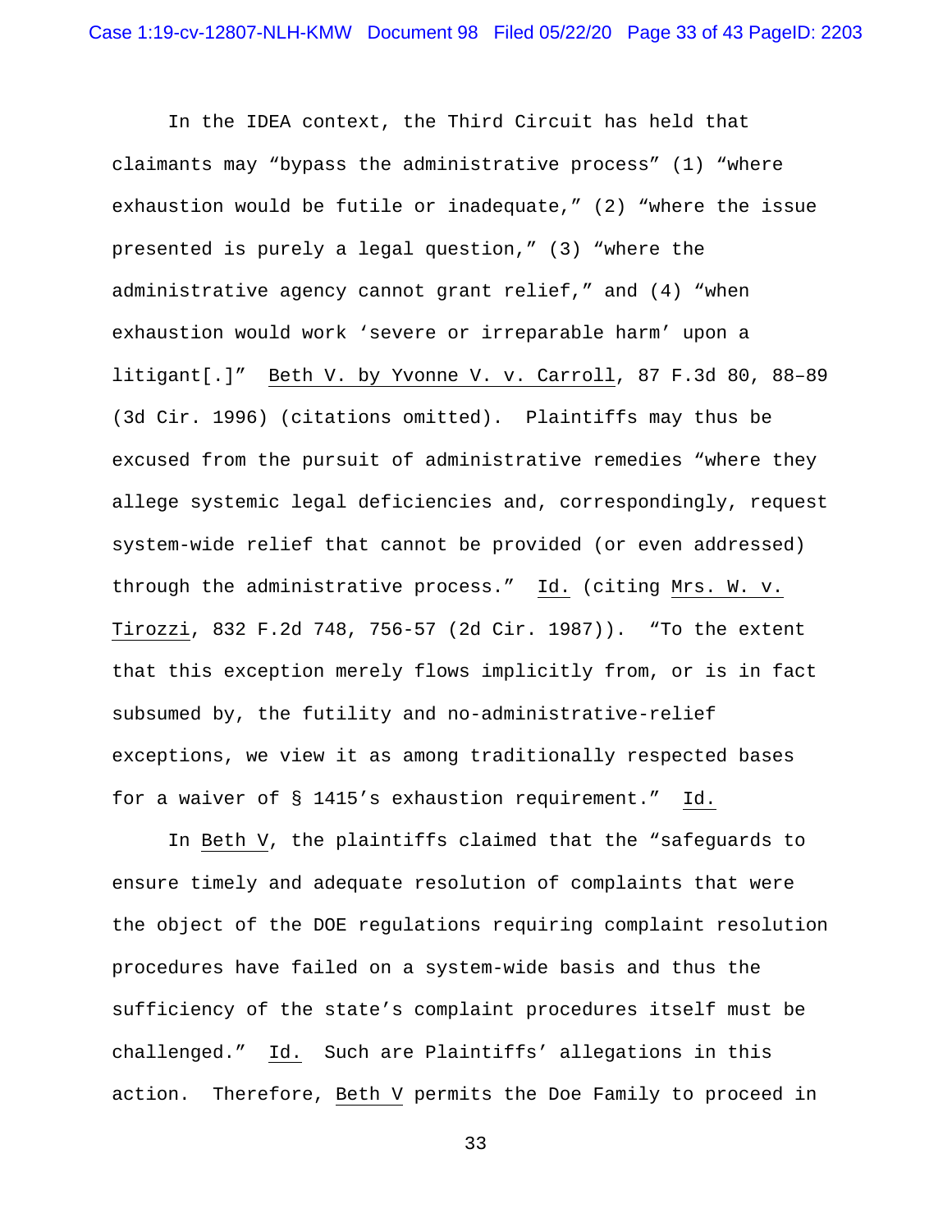In the IDEA context, the Third Circuit has held that claimants may "bypass the administrative process" (1) "where exhaustion would be futile or inadequate," (2) "where the issue presented is purely a legal question," (3) "where the administrative agency cannot grant relief," and (4) "when exhaustion would work 'severe or irreparable harm' upon a litigant[.]" Beth V. by Yvonne V. v. Carroll, 87 F.3d 80, 88–89 (3d Cir. 1996) (citations omitted). Plaintiffs may thus be excused from the pursuit of administrative remedies "where they allege systemic legal deficiencies and, correspondingly, request system-wide relief that cannot be provided (or even addressed) through the administrative process." Id. (citing Mrs. W. v. Tirozzi, 832 F.2d 748, 756-57 (2d Cir. 1987)). "To the extent that this exception merely flows implicitly from, or is in fact subsumed by, the futility and no-administrative-relief exceptions, we view it as among traditionally respected bases for a waiver of § 1415's exhaustion requirement." Id.

In Beth V, the plaintiffs claimed that the "safeguards to ensure timely and adequate resolution of complaints that were the object of the DOE regulations requiring complaint resolution procedures have failed on a system-wide basis and thus the sufficiency of the state's complaint procedures itself must be challenged." Id. Such are Plaintiffs' allegations in this action. Therefore, Beth V permits the Doe Family to proceed in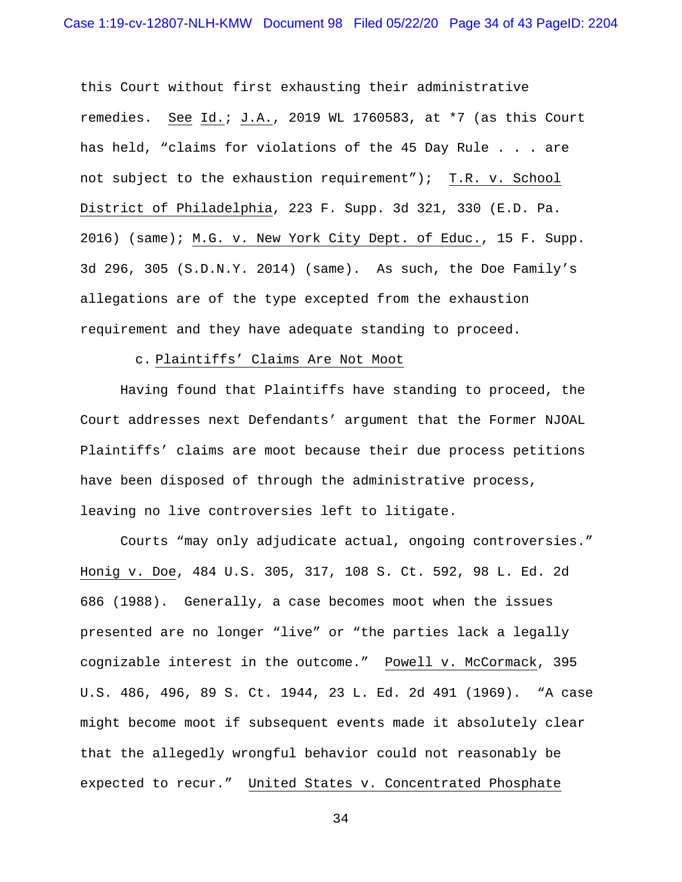this Court without first exhausting their administrative remedies. See Id.; J.A., 2019 WL 1760583, at *7 (as this Court has held, "claims for violations of the 45 Day Rule . . . are not subject to the exhaustion requirement"); T.R. v. School District of Philadelphia, 223 F. Supp. 3d 321, 330 (E.D. Pa. 2016) (same); M.G. v. New York City Dept. of Educ., 15 F. Supp. 3d 296, 305 (S.D.N.Y. 2014) (same). As such, the Doe Family's allegations are of the type excepted from the exhaustion requirement and they have adequate standing to proceed.

c. Plaintiffs' Claims Are Not Moot

Having found that Plaintiffs have standing to proceed, the Court addresses next Defendants' argument that the Former NJOAL Plaintiffs' claims are moot because their due process petitions have been disposed of through the administrative process, leaving no live controversies left to litigate.

Courts "may only adjudicate actual, ongoing controversies." Honig v. Doe, 484 U.S. 305, 317, 108 S. Ct. 592, 98 L. Ed. 2d 686 (1988). Generally, a case becomes moot when the issues presented are no longer "live" or "the parties lack a legally cognizable interest in the outcome." Powell v. McCormack, 395 U.S. 486, 496, 89 S. Ct. 1944, 23 L. Ed. 2d 491 (1969). "A case might become moot if subsequent events made it absolutely clear that the allegedly wrongful behavior could not reasonably be expected to recur." United States v. Concentrated Phosphate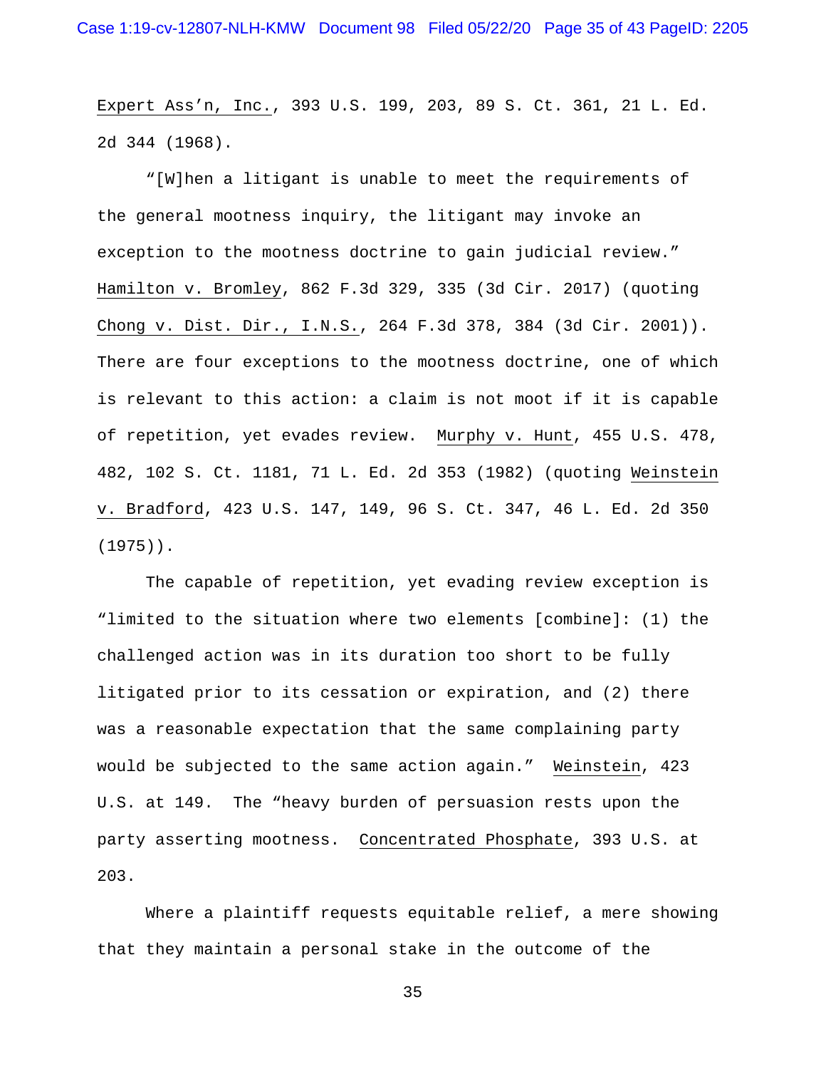Expert Ass'n, Inc., 393 U.S. 199, 203, 89 S. Ct. 361, 21 L. Ed. 2d 344 (1968).

"[W]hen a litigant is unable to meet the requirements of the general mootness inquiry, the litigant may invoke an exception to the mootness doctrine to gain judicial review." Hamilton v. Bromley, 862 F.3d 329, 335 (3d Cir. 2017) (quoting Chong v. Dist. Dir., I.N.S., 264 F.3d 378, 384 (3d Cir. 2001)). There are four exceptions to the mootness doctrine, one of which is relevant to this action: a claim is not moot if it is capable of repetition, yet evades review. Murphy v. Hunt, 455 U.S. 478, 482, 102 S. Ct. 1181, 71 L. Ed. 2d 353 (1982) (quoting Weinstein v. Bradford, 423 U.S. 147, 149, 96 S. Ct. 347, 46 L. Ed. 2d 350 (1975)).

The capable of repetition, yet evading review exception is "limited to the situation where two elements [combine]: (1) the challenged action was in its duration too short to be fully litigated prior to its cessation or expiration, and (2) there was a reasonable expectation that the same complaining party would be subjected to the same action again." Weinstein, 423 U.S. at 149. The "heavy burden of persuasion rests upon the party asserting mootness. Concentrated Phosphate, 393 U.S. at 203.

Where a plaintiff requests equitable relief, a mere showing that they maintain a personal stake in the outcome of the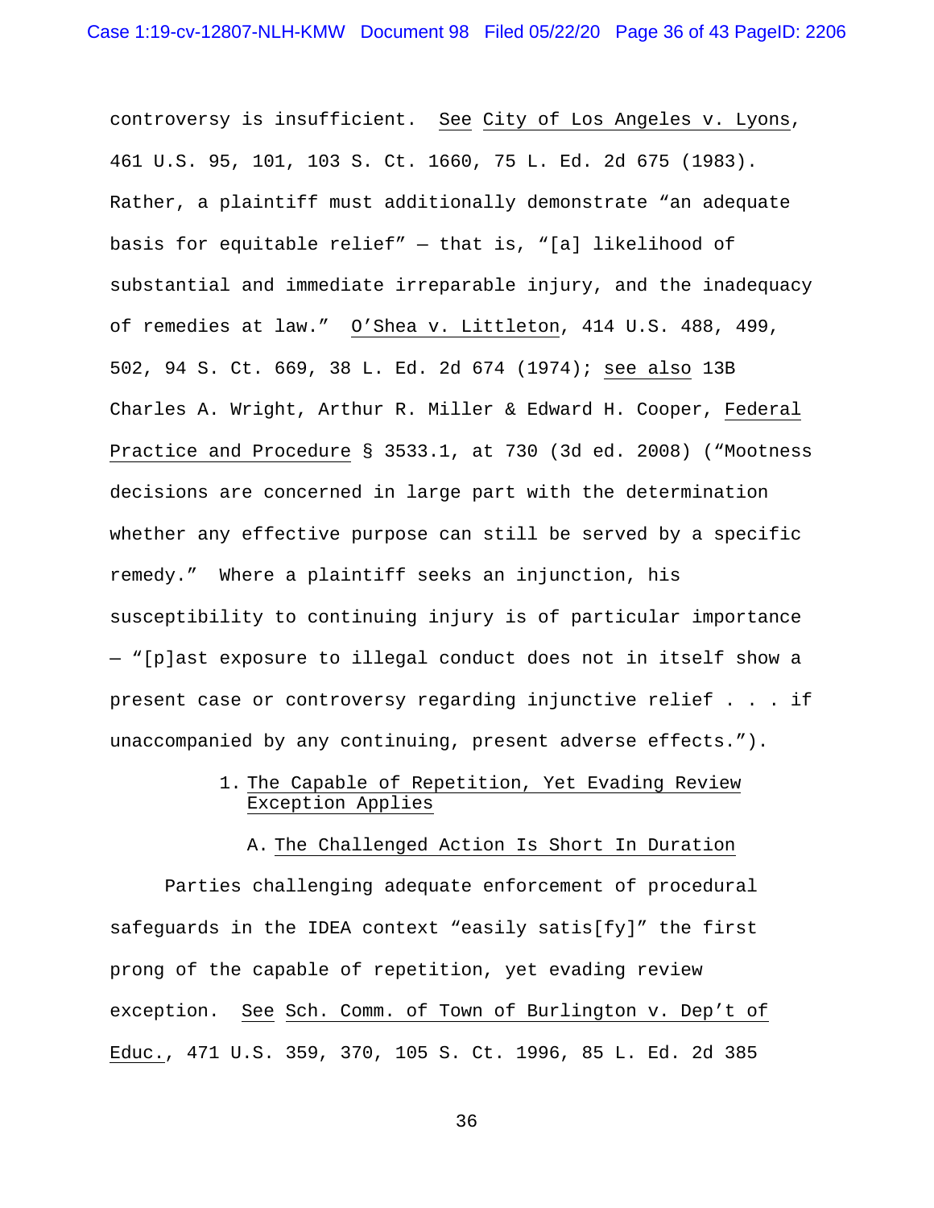controversy is insufficient. See City of Los Angeles v. Lyons, 461 U.S. 95, 101, 103 S. Ct. 1660, 75 L. Ed. 2d 675 (1983). Rather, a plaintiff must additionally demonstrate "an adequate basis for equitable relief" — that is, "[a] likelihood of substantial and immediate irreparable injury, and the inadequacy of remedies at law." O'Shea v. Littleton, 414 U.S. 488, 499, 502, 94 S. Ct. 669, 38 L. Ed. 2d 674 (1974); see also 13B Charles A. Wright, Arthur R. Miller & Edward H. Cooper, Federal Practice and Procedure § 3533.1, at 730 (3d ed. 2008) ("Mootness decisions are concerned in large part with the determination whether any effective purpose can still be served by a specific remedy." Where a plaintiff seeks an injunction, his susceptibility to continuing injury is of particular importance — "[p]ast exposure to illegal conduct does not in itself show a present case or controversy regarding injunctive relief . . . if unaccompanied by any continuing, present adverse effects.").

### 1. The Capable of Repetition, Yet Evading Review Exception Applies

#### A. The Challenged Action Is Short In Duration

Parties challenging adequate enforcement of procedural safeguards in the IDEA context "easily satis[fy]" the first prong of the capable of repetition, yet evading review exception. See Sch. Comm. of Town of Burlington v. Dep't of Educ., 471 U.S. 359, 370, 105 S. Ct. 1996, 85 L. Ed. 2d 385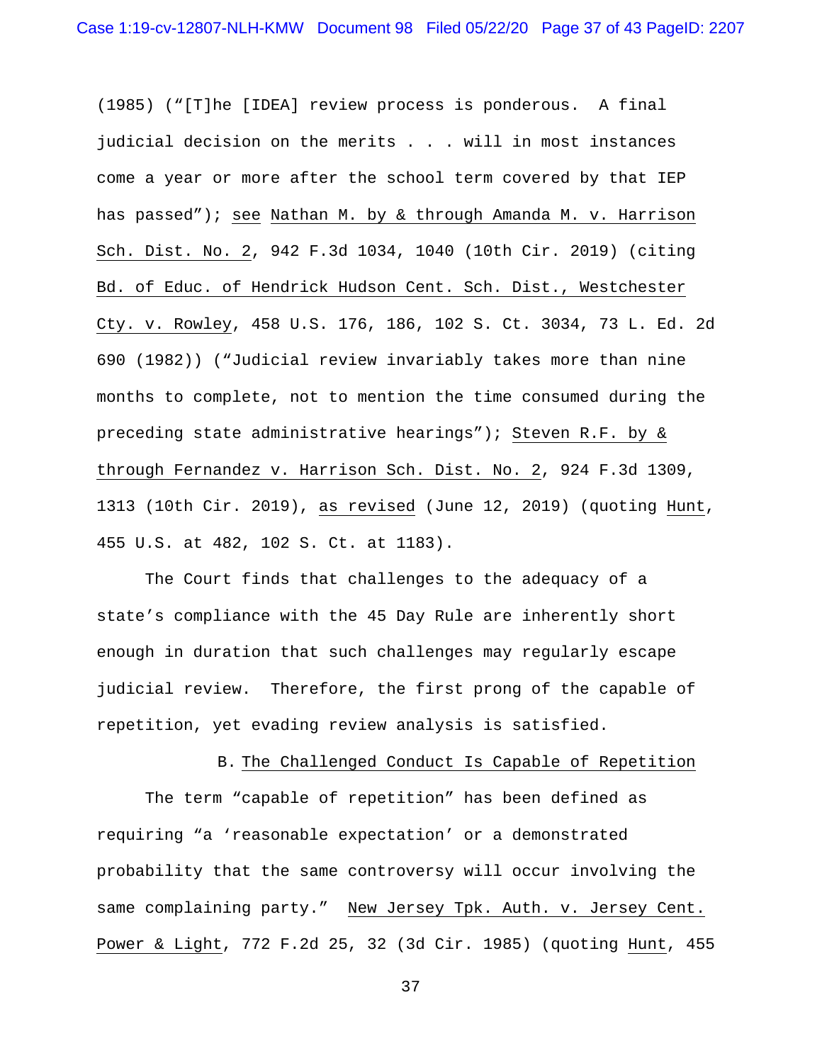(1985) ("[T]he [IDEA] review process is ponderous. A final judicial decision on the merits . . . will in most instances come a year or more after the school term covered by that IEP has passed"); see Nathan M. by & through Amanda M. v. Harrison Sch. Dist. No. 2, 942 F.3d 1034, 1040 (10th Cir. 2019) (citing Bd. of Educ. of Hendrick Hudson Cent. Sch. Dist., Westchester Cty. v. Rowley, 458 U.S. 176, 186, 102 S. Ct. 3034, 73 L. Ed. 2d 690 (1982)) ("Judicial review invariably takes more than nine months to complete, not to mention the time consumed during the preceding state administrative hearings"); Steven R.F. by & through Fernandez v. Harrison Sch. Dist. No. 2, 924 F.3d 1309, 1313 (10th Cir. 2019), as revised (June 12, 2019) (quoting Hunt, 455 U.S. at 482, 102 S. Ct. at 1183).

The Court finds that challenges to the adequacy of a state's compliance with the 45 Day Rule are inherently short enough in duration that such challenges may regularly escape judicial review. Therefore, the first prong of the capable of repetition, yet evading review analysis is satisfied.

B. The Challenged Conduct Is Capable of Repetition

The term "capable of repetition" has been defined as requiring "a 'reasonable expectation' or a demonstrated probability that the same controversy will occur involving the same complaining party." New Jersey Tpk. Auth. v. Jersey Cent. Power & Light, 772 F.2d 25, 32 (3d Cir. 1985) (quoting Hunt, 455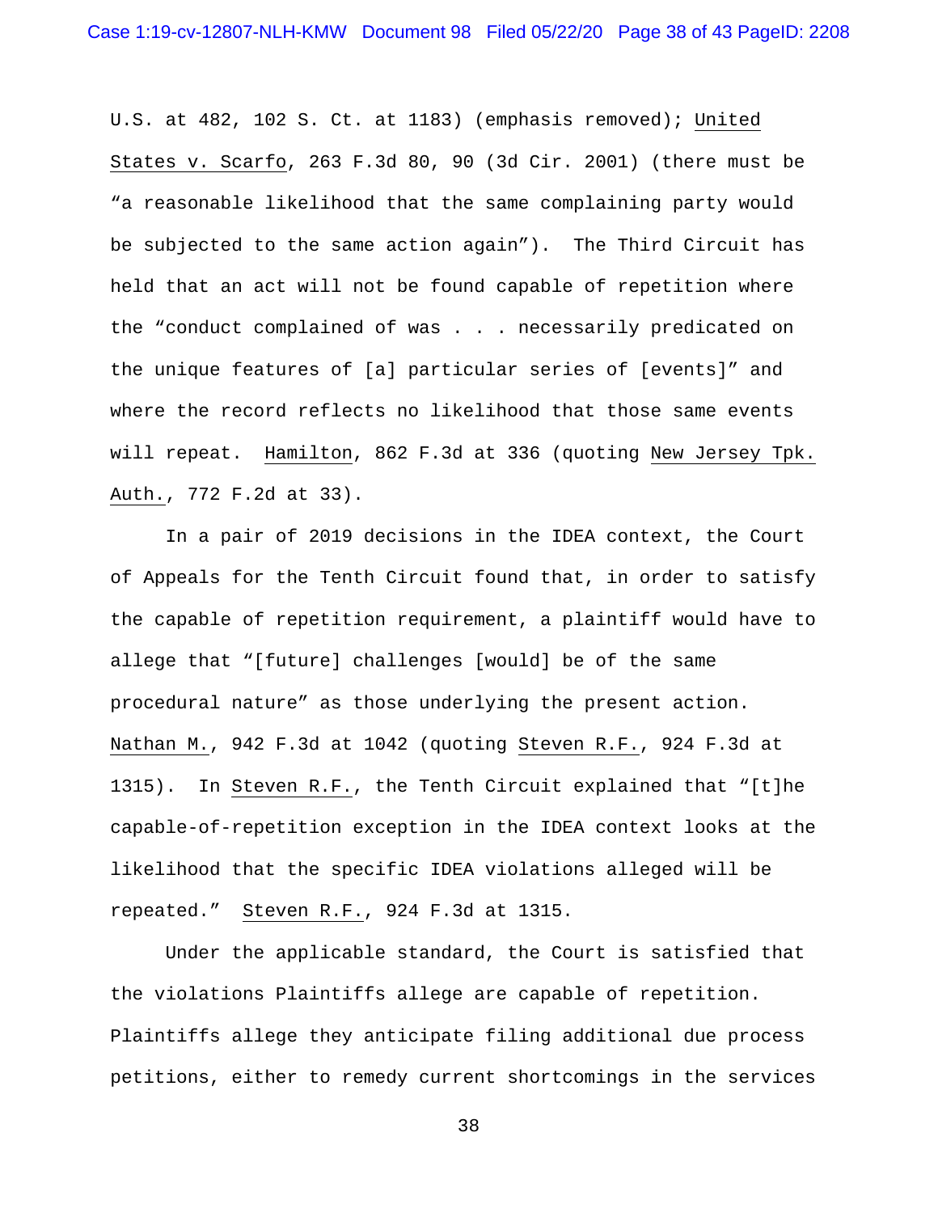U.S. at 482, 102 S. Ct. at 1183) (emphasis removed); United States v. Scarfo, 263 F.3d 80, 90 (3d Cir. 2001) (there must be "a reasonable likelihood that the same complaining party would be subjected to the same action again"). The Third Circuit has held that an act will not be found capable of repetition where the "conduct complained of was . . . necessarily predicated on the unique features of [a] particular series of [events]" and where the record reflects no likelihood that those same events will repeat. Hamilton, 862 F.3d at 336 (quoting New Jersey Tpk. Auth., 772 F.2d at 33).

In a pair of 2019 decisions in the IDEA context, the Court of Appeals for the Tenth Circuit found that, in order to satisfy the capable of repetition requirement, a plaintiff would have to allege that "[future] challenges [would] be of the same procedural nature" as those underlying the present action. Nathan M., 942 F.3d at 1042 (quoting Steven R.F., 924 F.3d at 1315). In Steven R.F., the Tenth Circuit explained that "[t]he capable-of-repetition exception in the IDEA context looks at the likelihood that the specific IDEA violations alleged will be repeated." Steven R.F., 924 F.3d at 1315.

Under the applicable standard, the Court is satisfied that the violations Plaintiffs allege are capable of repetition. Plaintiffs allege they anticipate filing additional due process petitions, either to remedy current shortcomings in the services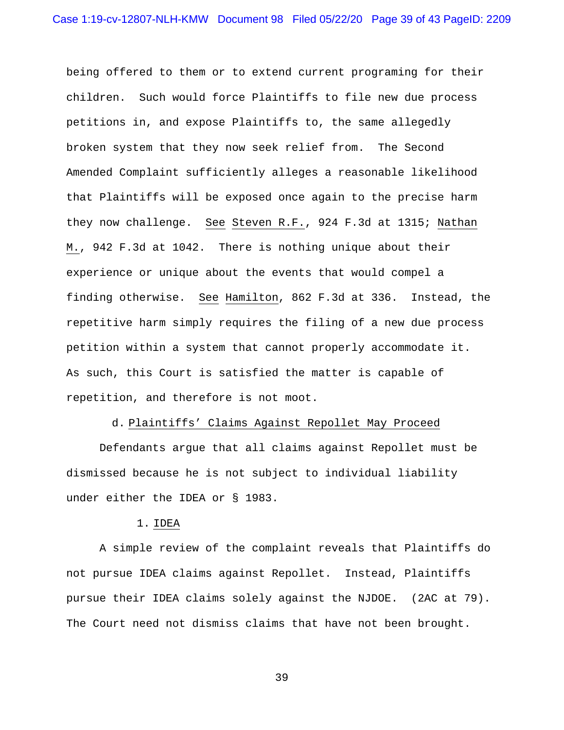being offered to them or to extend current programing for their children. Such would force Plaintiffs to file new due process petitions in, and expose Plaintiffs to, the same allegedly broken system that they now seek relief from. The Second Amended Complaint sufficiently alleges a reasonable likelihood that Plaintiffs will be exposed once again to the precise harm they now challenge. See Steven R.F., 924 F.3d at 1315; Nathan M., 942 F.3d at 1042. There is nothing unique about their experience or unique about the events that would compel a finding otherwise. See Hamilton, 862 F.3d at 336. Instead, the repetitive harm simply requires the filing of a new due process petition within a system that cannot properly accommodate it. As such, this Court is satisfied the matter is capable of repetition, and therefore is not moot.

d. Plaintiffs' Claims Against Repollet May Proceed

Defendants argue that all claims against Repollet must be dismissed because he is not subject to individual liability under either the IDEA or § 1983.

1. IDEA

A simple review of the complaint reveals that Plaintiffs do not pursue IDEA claims against Repollet. Instead, Plaintiffs pursue their IDEA claims solely against the NJDOE. (2AC at 79). The Court need not dismiss claims that have not been brought.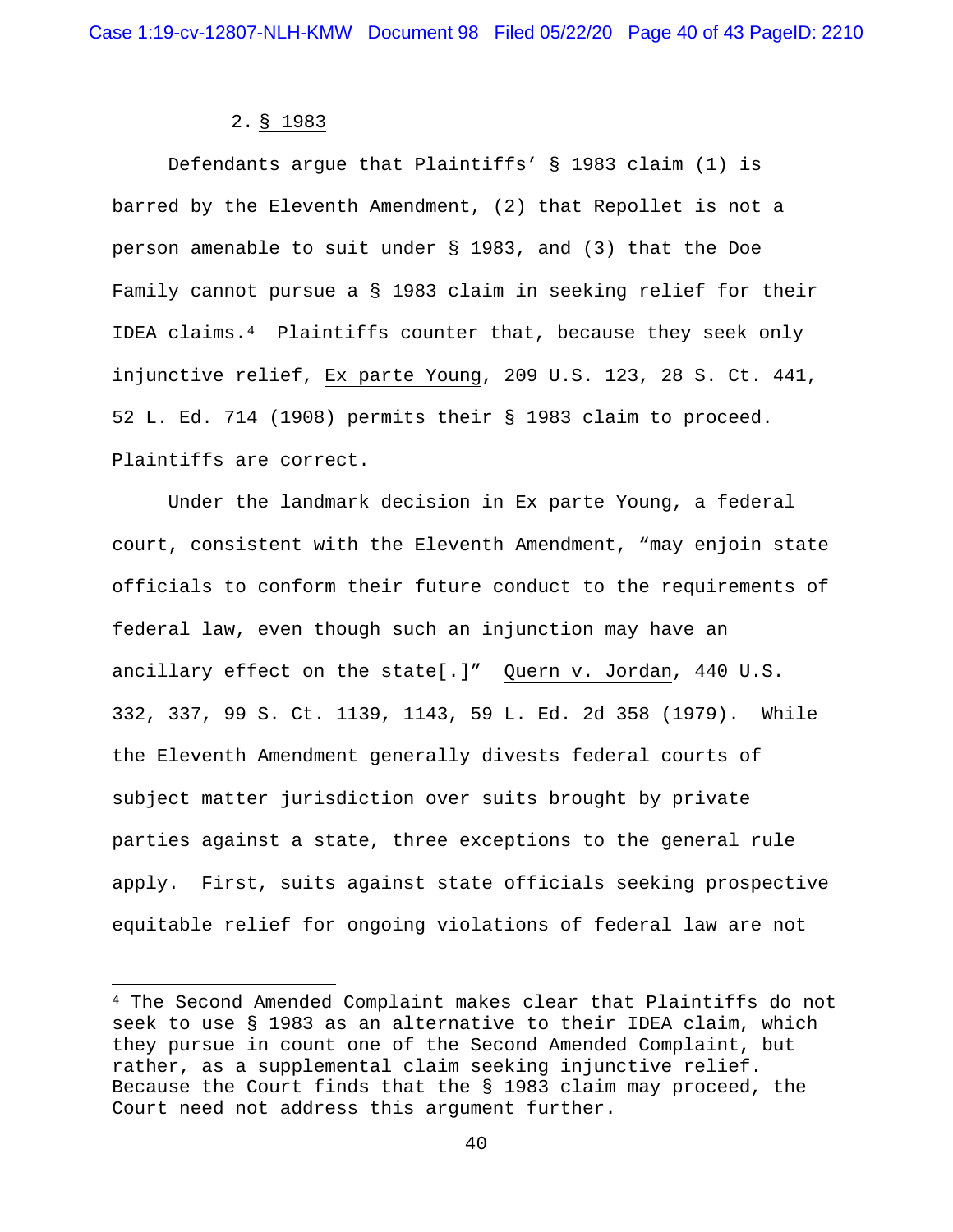2. <u>§ 1983</u>

Defendants argue that Plaintiffs' § 1983 claim (1) is barred by the Eleventh Amendment, (2) that Repollet is not a person amenable to suit under § 1983, and (3) that the Doe Family cannot pursue a § 1983 claim in seeking relief for their IDEA claims.[4] Plaintiffs counter that, because they seek only injunctive relief, <u>Ex parte Young</u>, 209 U.S. 123, 28 S. Ct. 441, 52 L. Ed. 714 (1908) permits their § 1983 claim to proceed. Plaintiffs are correct.

Under the landmark decision in <u>Ex parte Young</u>, a federal court, consistent with the Eleventh Amendment, "may enjoin state officials to conform their future conduct to the requirements of federal law, even though such an injunction may have an ancillary effect on the state[.]" <u>Quern v. Jordan</u>, 440 U.S. 332, 337, 99 S. Ct. 1139, 1143, 59 L. Ed. 2d 358 (1979). While the Eleventh Amendment generally divests federal courts of subject matter jurisdiction over suits brought by private parties against a state, three exceptions to the general rule apply. First, suits against state officials seeking prospective equitable relief for ongoing violations of federal law are not

[4] The Second Amended Complaint makes clear that Plaintiffs do not seek to use § 1983 as an alternative to their IDEA claim, which they pursue in count one of the Second Amended Complaint, but rather, as a supplemental claim seeking injunctive relief. Because the Court finds that the § 1983 claim may proceed, the Court need not address this argument further.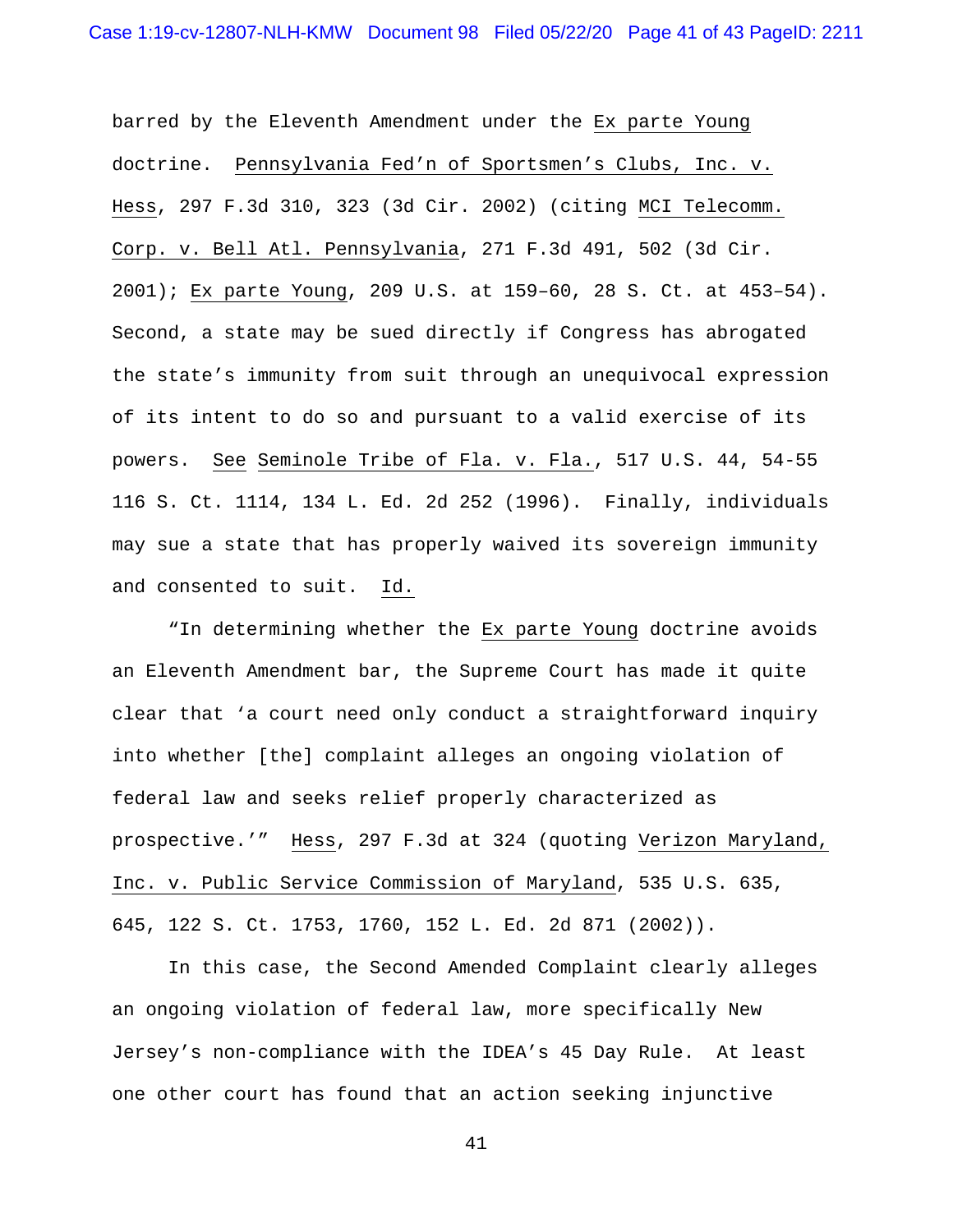barred by the Eleventh Amendment under the Ex parte Young doctrine. Pennsylvania Fed'n of Sportsmen's Clubs, Inc. v. Hess, 297 F.3d 310, 323 (3d Cir. 2002) (citing MCI Telecomm. Corp. v. Bell Atl. Pennsylvania, 271 F.3d 491, 502 (3d Cir. 2001); Ex parte Young, 209 U.S. at 159–60, 28 S. Ct. at 453–54). Second, a state may be sued directly if Congress has abrogated the state's immunity from suit through an unequivocal expression of its intent to do so and pursuant to a valid exercise of its powers. See Seminole Tribe of Fla. v. Fla., 517 U.S. 44, 54-55 116 S. Ct. 1114, 134 L. Ed. 2d 252 (1996). Finally, individuals may sue a state that has properly waived its sovereign immunity and consented to suit. Id.

"In determining whether the Ex parte Young doctrine avoids an Eleventh Amendment bar, the Supreme Court has made it quite clear that 'a court need only conduct a straightforward inquiry into whether [the] complaint alleges an ongoing violation of federal law and seeks relief properly characterized as prospective.'" Hess, 297 F.3d at 324 (quoting Verizon Maryland, Inc. v. Public Service Commission of Maryland, 535 U.S. 635, 645, 122 S. Ct. 1753, 1760, 152 L. Ed. 2d 871 (2002)).

In this case, the Second Amended Complaint clearly alleges an ongoing violation of federal law, more specifically New Jersey's non-compliance with the IDEA's 45 Day Rule. At least one other court has found that an action seeking injunctive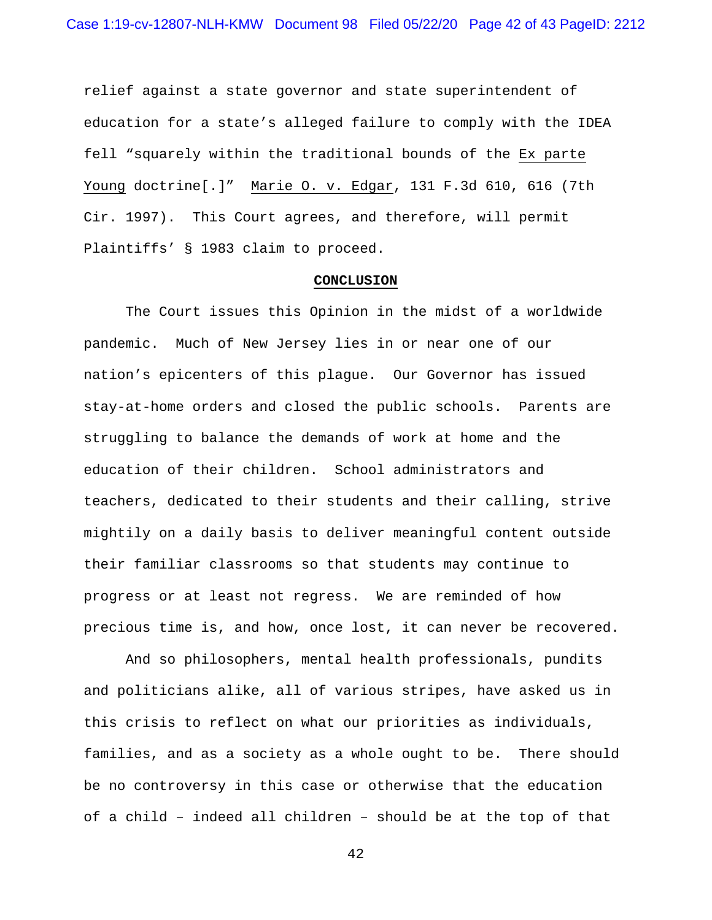relief against a state governor and state superintendent of education for a state's alleged failure to comply with the IDEA fell "squarely within the traditional bounds of the Ex parte Young doctrine[.]" Marie O. v. Edgar, 131 F.3d 610, 616 (7th Cir. 1997). This Court agrees, and therefore, will permit Plaintiffs' § 1983 claim to proceed.

## CONCLUSION

The Court issues this Opinion in the midst of a worldwide pandemic. Much of New Jersey lies in or near one of our nation's epicenters of this plague. Our Governor has issued stay-at-home orders and closed the public schools. Parents are struggling to balance the demands of work at home and the education of their children. School administrators and teachers, dedicated to their students and their calling, strive mightily on a daily basis to deliver meaningful content outside their familiar classrooms so that students may continue to progress or at least not regress. We are reminded of how precious time is, and how, once lost, it can never be recovered.

And so philosophers, mental health professionals, pundits and politicians alike, all of various stripes, have asked us in this crisis to reflect on what our priorities as individuals, families, and as a society as a whole ought to be. There should be no controversy in this case or otherwise that the education of a child – indeed all children – should be at the top of that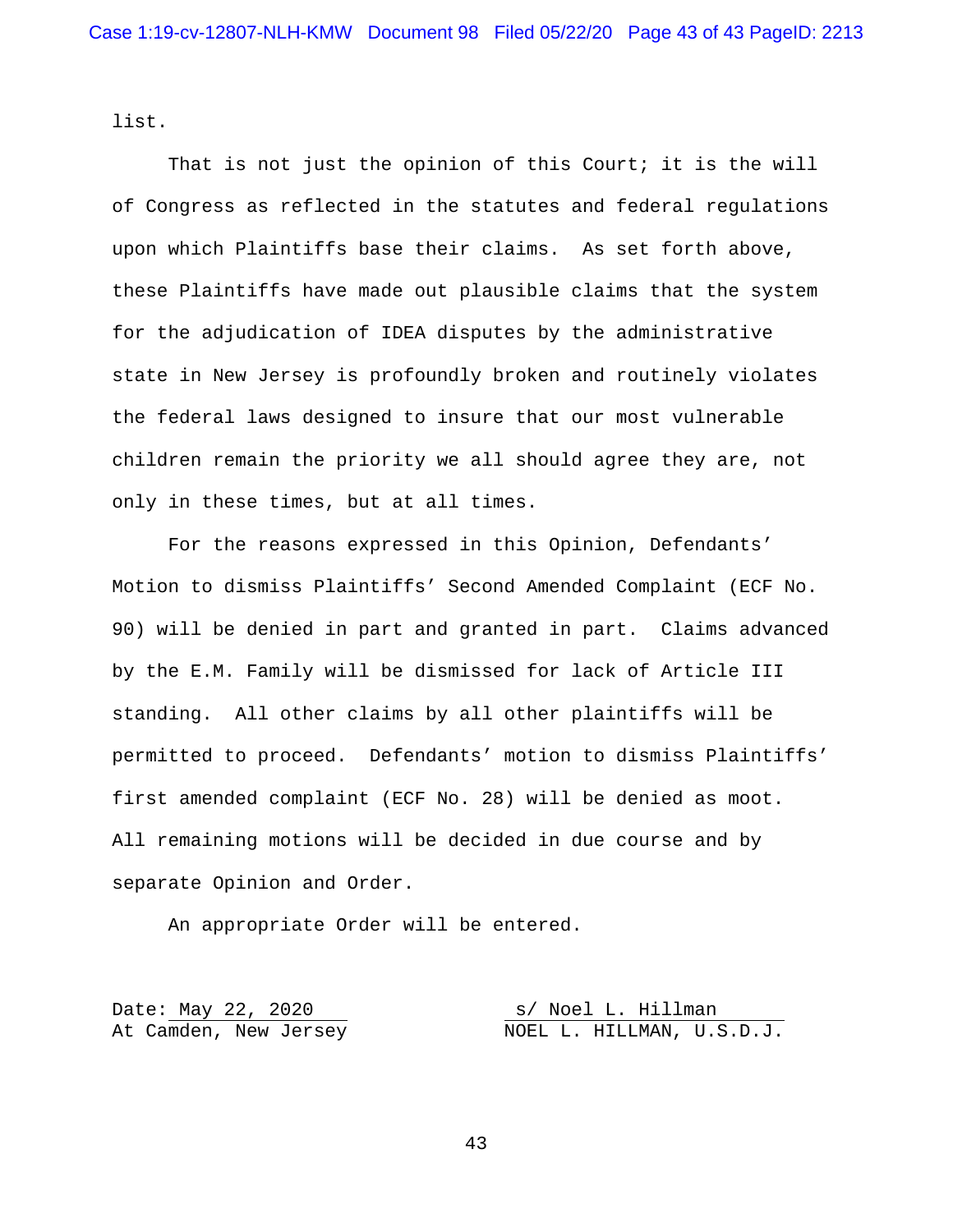list.

That is not just the opinion of this Court; it is the will of Congress as reflected in the statutes and federal regulations upon which Plaintiffs base their claims. As set forth above, these Plaintiffs have made out plausible claims that the system for the adjudication of IDEA disputes by the administrative state in New Jersey is profoundly broken and routinely violates the federal laws designed to insure that our most vulnerable children remain the priority we all should agree they are, not only in these times, but at all times.

For the reasons expressed in this Opinion, Defendants' Motion to dismiss Plaintiffs' Second Amended Complaint (ECF No. 90) will be denied in part and granted in part. Claims advanced by the E.M. Family will be dismissed for lack of Article III standing. All other claims by all other plaintiffs will be permitted to proceed. Defendants' motion to dismiss Plaintiffs' first amended complaint (ECF No. 28) will be denied as moot. All remaining motions will be decided in due course and by separate Opinion and Order.

An appropriate Order will be entered.

Date: May 22, 2020
At Camden, New Jersey

s/ Noel L. Hillman
NOEL L. HILLMAN, U.S.D.J.